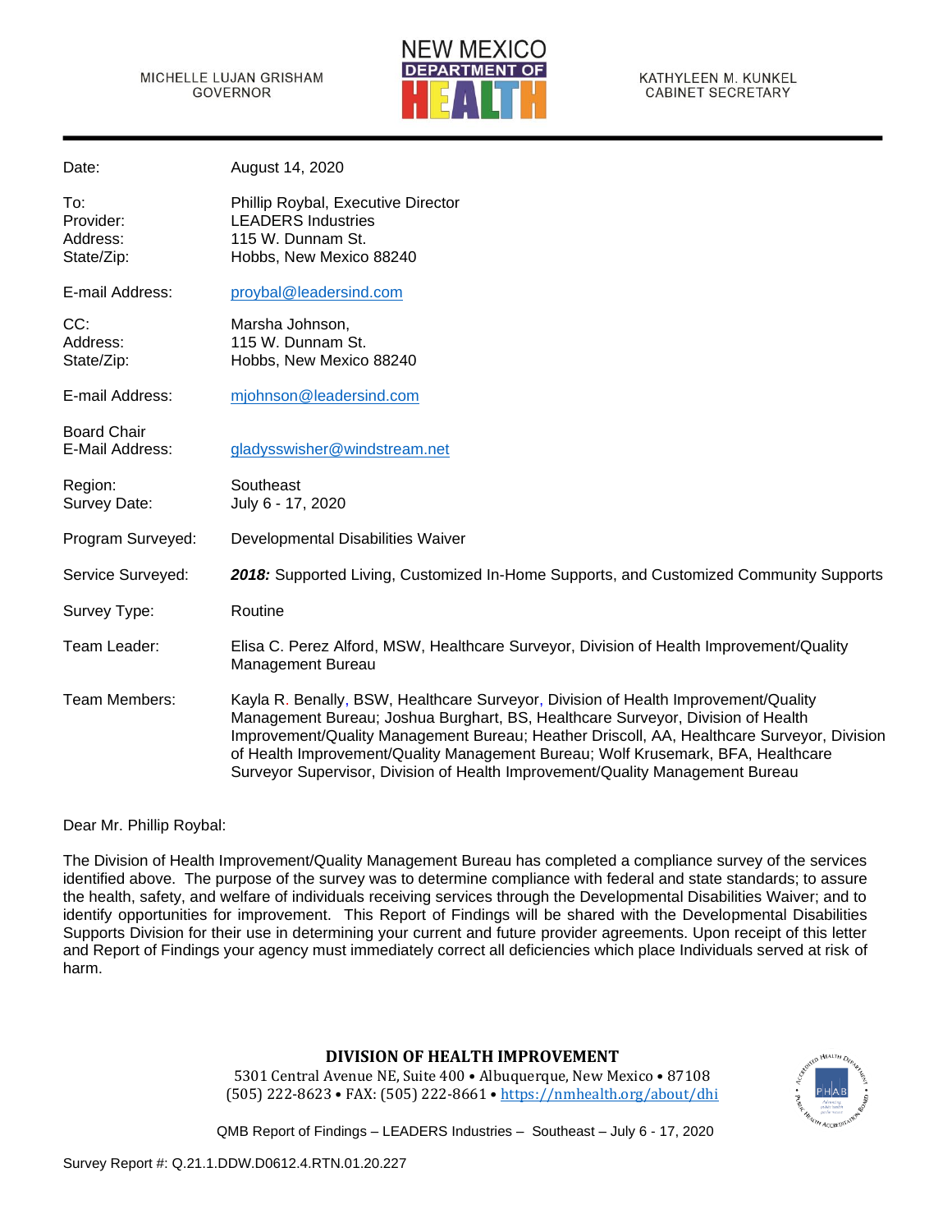MICHELLE LUJAN GRISHAM
GOVERNOR

NEW MEXICO DEPARTMENT OF HEALTH

KATHYLEEN M. KUNKEL
CABINET SECRETARY

| | |
|---|---|
| Date: | August 14, 2020 |
| To: | Phillip Roybal, Executive Director |
| Provider: | LEADERS Industries |
| Address: | 115 W. Dunnam St. |
| State/Zip: | Hobbs, New Mexico 88240 |
| E-mail Address: | proybal@leadersind.com |
| CC: | Marsha Johnson, |
| Address: | 115 W. Dunnam St. |
| State/Zip: | Hobbs, New Mexico 88240 |
| E-mail Address: | mjohnson@leadersind.com |
| Board Chair E-Mail Address: | gladysswisher@windstream.net |
| Region: | Southeast |
| Survey Date: | July 6 - 17, 2020 |
| Program Surveyed: | Developmental Disabilities Waiver |
| Service Surveyed: | ***2018:*** Supported Living, Customized In-Home Supports, and Customized Community Supports |
| Survey Type: | Routine |
| Team Leader: | Elisa C. Perez Alford, MSW, Healthcare Surveyor, Division of Health Improvement/Quality Management Bureau |
| Team Members: | Kayla R. Benally, BSW, Healthcare Surveyor, Division of Health Improvement/Quality Management Bureau; Joshua Burghart, BS, Healthcare Surveyor, Division of Health Improvement/Quality Management Bureau; Heather Driscoll, AA, Healthcare Surveyor, Division of Health Improvement/Quality Management Bureau; Wolf Krusemark, BFA, Healthcare Surveyor Supervisor, Division of Health Improvement/Quality Management Bureau |

Dear Mr. Phillip Roybal:

The Division of Health Improvement/Quality Management Bureau has completed a compliance survey of the services identified above. The purpose of the survey was to determine compliance with federal and state standards; to assure the health, safety, and welfare of individuals receiving services through the Developmental Disabilities Waiver; and to identify opportunities for improvement. This Report of Findings will be shared with the Developmental Disabilities Supports Division for their use in determining your current and future provider agreements. Upon receipt of this letter and Report of Findings your agency must immediately correct all deficiencies which place Individuals served at risk of harm.

**DIVISION OF HEALTH IMPROVEMENT**
5301 Central Avenue NE, Suite 400 • Albuquerque, New Mexico • 87108
(505) 222-8623 • FAX: (505) 222-8661 • https://nmhealth.org/about/dhi

Survey Report #: Q.21.1.DDW.D0612.4.RTN.01.20.227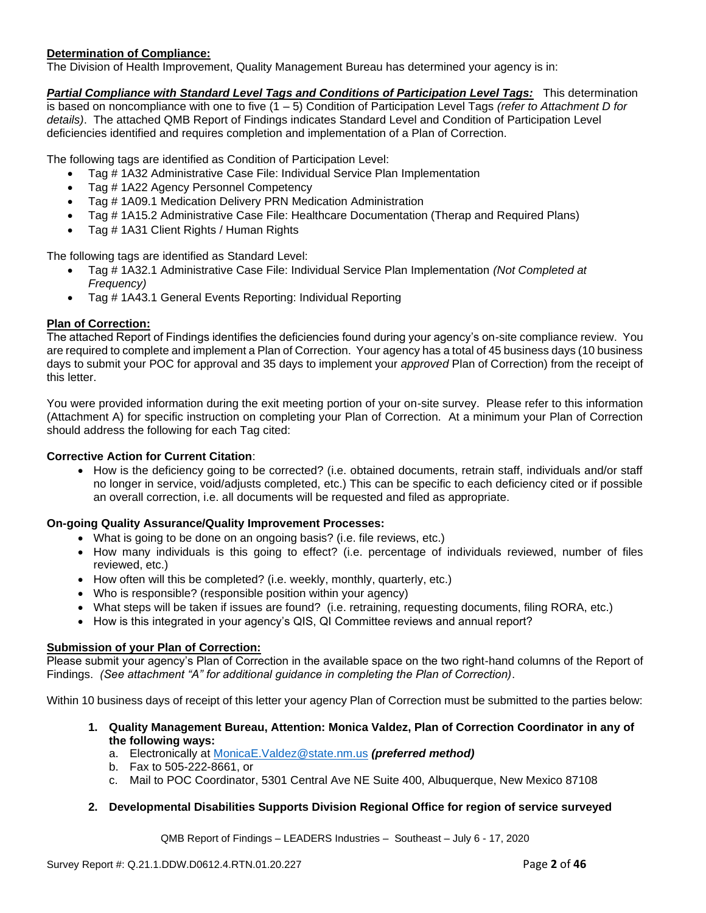**Determination of Compliance:**
The Division of Health Improvement, Quality Management Bureau has determined your agency is in:

***Partial Compliance with Standard Level Tags and Conditions of Participation Level Tags:*** This determination is based on noncompliance with one to five (1 – 5) Condition of Participation Level Tags *(refer to Attachment D for details)*. The attached QMB Report of Findings indicates Standard Level and Condition of Participation Level deficiencies identified and requires completion and implementation of a Plan of Correction.

The following tags are identified as Condition of Participation Level:

- Tag # 1A32 Administrative Case File: Individual Service Plan Implementation
- Tag # 1A22 Agency Personnel Competency
- Tag # 1A09.1 Medication Delivery PRN Medication Administration
- Tag # 1A15.2 Administrative Case File: Healthcare Documentation (Therap and Required Plans)
- Tag # 1A31 Client Rights / Human Rights

The following tags are identified as Standard Level:

- Tag # 1A32.1 Administrative Case File: Individual Service Plan Implementation *(Not Completed at Frequency)*
- Tag # 1A43.1 General Events Reporting: Individual Reporting

**Plan of Correction:**
The attached Report of Findings identifies the deficiencies found during your agency's on-site compliance review. You are required to complete and implement a Plan of Correction. Your agency has a total of 45 business days (10 business days to submit your POC for approval and 35 days to implement your *approved* Plan of Correction) from the receipt of this letter.

You were provided information during the exit meeting portion of your on-site survey. Please refer to this information (Attachment A) for specific instruction on completing your Plan of Correction. At a minimum your Plan of Correction should address the following for each Tag cited:

**Corrective Action for Current Citation**:

- How is the deficiency going to be corrected? (i.e. obtained documents, retrain staff, individuals and/or staff no longer in service, void/adjusts completed, etc.) This can be specific to each deficiency cited or if possible an overall correction, i.e. all documents will be requested and filed as appropriate.

**On-going Quality Assurance/Quality Improvement Processes:**

- What is going to be done on an ongoing basis? (i.e. file reviews, etc.)
- How many individuals is this going to effect? (i.e. percentage of individuals reviewed, number of files reviewed, etc.)
- How often will this be completed? (i.e. weekly, monthly, quarterly, etc.)
- Who is responsible? (responsible position within your agency)
- What steps will be taken if issues are found? (i.e. retraining, requesting documents, filing RORA, etc.)
- How is this integrated in your agency's QIS, QI Committee reviews and annual report?

**Submission of your Plan of Correction:**
Please submit your agency's Plan of Correction in the available space on the two right-hand columns of the Report of Findings. *(See attachment "A" for additional guidance in completing the Plan of Correction)*.

Within 10 business days of receipt of this letter your agency Plan of Correction must be submitted to the parties below:

1. **Quality Management Bureau, Attention: Monica Valdez, Plan of Correction Coordinator in any of the following ways:**
   a. Electronically at MonicaE.Valdez@state.nm.us ***(preferred method)***
   b. Fax to 505-222-8661, or
   c. Mail to POC Coordinator, 5301 Central Ave NE Suite 400, Albuquerque, New Mexico 87108

2. **Developmental Disabilities Supports Division Regional Office for region of service surveyed**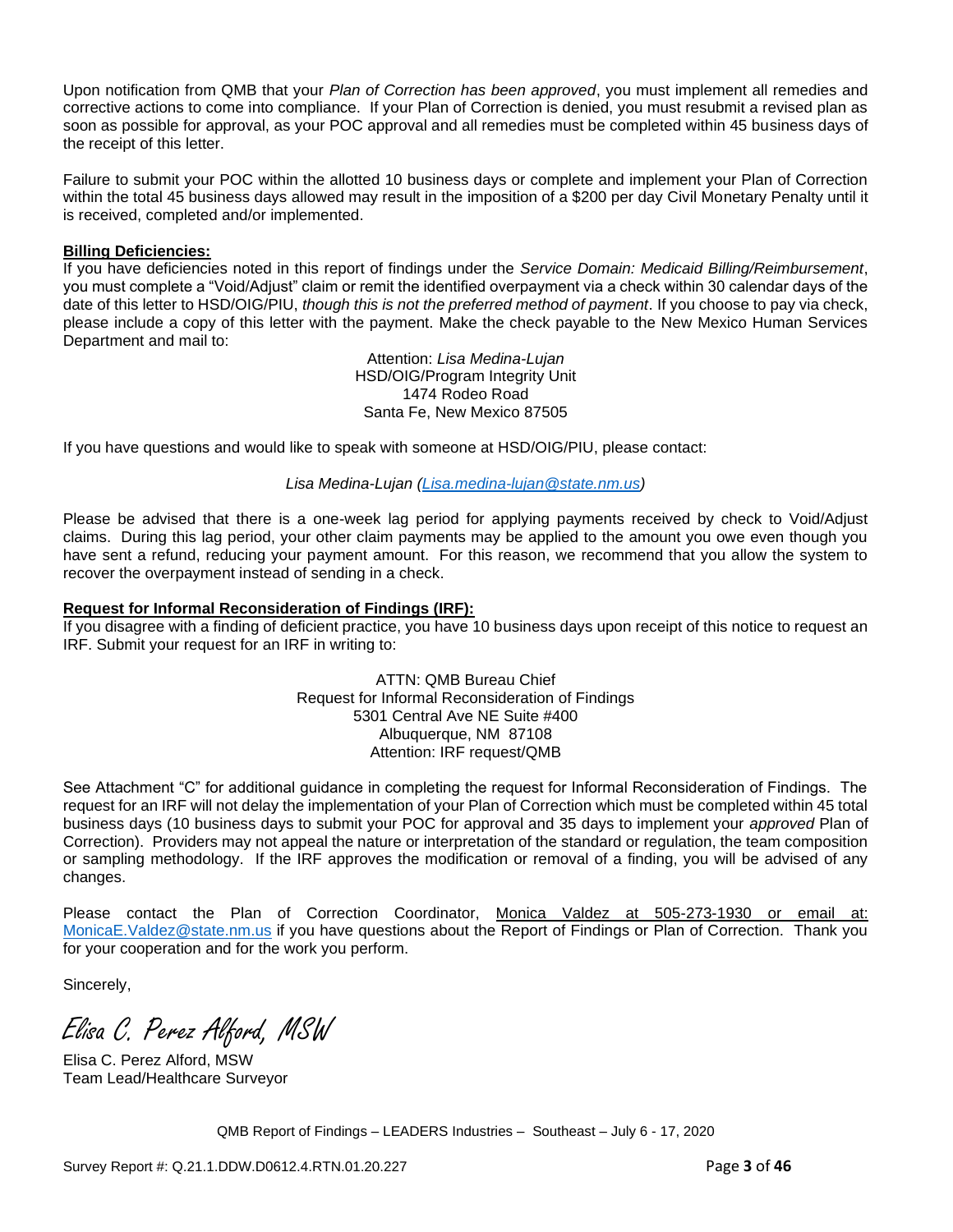Upon notification from QMB that your *Plan of Correction has been approved*, you must implement all remedies and corrective actions to come into compliance. If your Plan of Correction is denied, you must resubmit a revised plan as soon as possible for approval, as your POC approval and all remedies must be completed within 45 business days of the receipt of this letter.

Failure to submit your POC within the allotted 10 business days or complete and implement your Plan of Correction within the total 45 business days allowed may result in the imposition of a $200 per day Civil Monetary Penalty until it is received, completed and/or implemented.

**Billing Deficiencies:**
If you have deficiencies noted in this report of findings under the *Service Domain: Medicaid Billing/Reimbursement*, you must complete a "Void/Adjust" claim or remit the identified overpayment via a check within 30 calendar days of the date of this letter to HSD/OIG/PIU, *though this is not the preferred method of payment*. If you choose to pay via check, please include a copy of this letter with the payment. Make the check payable to the New Mexico Human Services Department and mail to:

Attention: *Lisa Medina-Lujan*
HSD/OIG/Program Integrity Unit
1474 Rodeo Road
Santa Fe, New Mexico 87505

If you have questions and would like to speak with someone at HSD/OIG/PIU, please contact:

*Lisa Medina-Lujan (Lisa.medina-lujan@state.nm.us)*

Please be advised that there is a one-week lag period for applying payments received by check to Void/Adjust claims. During this lag period, your other claim payments may be applied to the amount you owe even though you have sent a refund, reducing your payment amount. For this reason, we recommend that you allow the system to recover the overpayment instead of sending in a check.

**Request for Informal Reconsideration of Findings (IRF):**
If you disagree with a finding of deficient practice, you have 10 business days upon receipt of this notice to request an IRF. Submit your request for an IRF in writing to:

ATTN: QMB Bureau Chief
Request for Informal Reconsideration of Findings
5301 Central Ave NE Suite #400
Albuquerque, NM 87108
Attention: IRF request/QMB

See Attachment "C" for additional guidance in completing the request for Informal Reconsideration of Findings. The request for an IRF will not delay the implementation of your Plan of Correction which must be completed within 45 total business days (10 business days to submit your POC for approval and 35 days to implement your *approved* Plan of Correction). Providers may not appeal the nature or interpretation of the standard or regulation, the team composition or sampling methodology. If the IRF approves the modification or removal of a finding, you will be advised of any changes.

Please contact the Plan of Correction Coordinator, Monica Valdez at 505-273-1930 or email at: MonicaE.Valdez@state.nm.us if you have questions about the Report of Findings or Plan of Correction. Thank you for your cooperation and for the work you perform.

Sincerely,

*Elisa C. Perez Alford, MSW*

Elisa C. Perez Alford, MSW
Team Lead/Healthcare Surveyor

QMB Report of Findings – LEADERS Industries – Southeast – July 6 - 17, 2020

Survey Report #: Q.21.1.DDW.D0612.4.RTN.01.20.227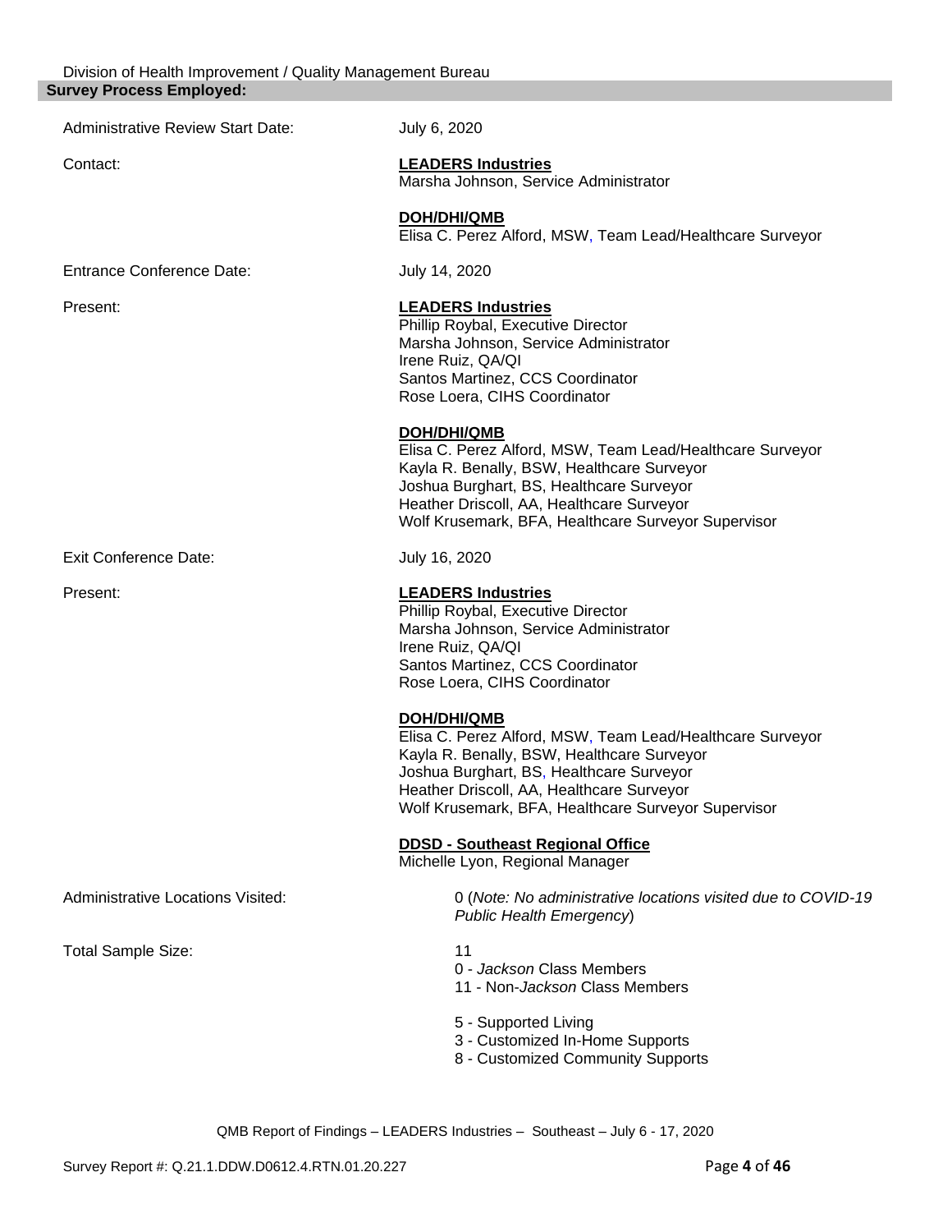**Survey Process Employed:**

Administrative Review Start Date: July 6, 2020

Contact: **LEADERS Industries**
Marsha Johnson, Service Administrator

**DOH/DHI/QMB**
Elisa C. Perez Alford, MSW, Team Lead/Healthcare Surveyor

Entrance Conference Date: July 14, 2020

Present: **LEADERS Industries**
Phillip Roybal, Executive Director
Marsha Johnson, Service Administrator
Irene Ruiz, QA/QI
Santos Martinez, CCS Coordinator
Rose Loera, CIHS Coordinator

**DOH/DHI/QMB**
Elisa C. Perez Alford, MSW, Team Lead/Healthcare Surveyor
Kayla R. Benally, BSW, Healthcare Surveyor
Joshua Burghart, BS, Healthcare Surveyor
Heather Driscoll, AA, Healthcare Surveyor
Wolf Krusemark, BFA, Healthcare Surveyor Supervisor

Exit Conference Date: July 16, 2020

Present: **LEADERS Industries**
Phillip Roybal, Executive Director
Marsha Johnson, Service Administrator
Irene Ruiz, QA/QI
Santos Martinez, CCS Coordinator
Rose Loera, CIHS Coordinator

**DOH/DHI/QMB**
Elisa C. Perez Alford, MSW, Team Lead/Healthcare Surveyor
Kayla R. Benally, BSW, Healthcare Surveyor
Joshua Burghart, BS, Healthcare Surveyor
Heather Driscoll, AA, Healthcare Surveyor
Wolf Krusemark, BFA, Healthcare Surveyor Supervisor

**DDSD - Southeast Regional Office**
Michelle Lyon, Regional Manager

Administrative Locations Visited: 0 (*Note: No administrative locations visited due to COVID-19 Public Health Emergency*)

Total Sample Size: 11
0 - *Jackson* Class Members
11 - Non-*Jackson* Class Members

5 - Supported Living
3 - Customized In-Home Supports
8 - Customized Community Supports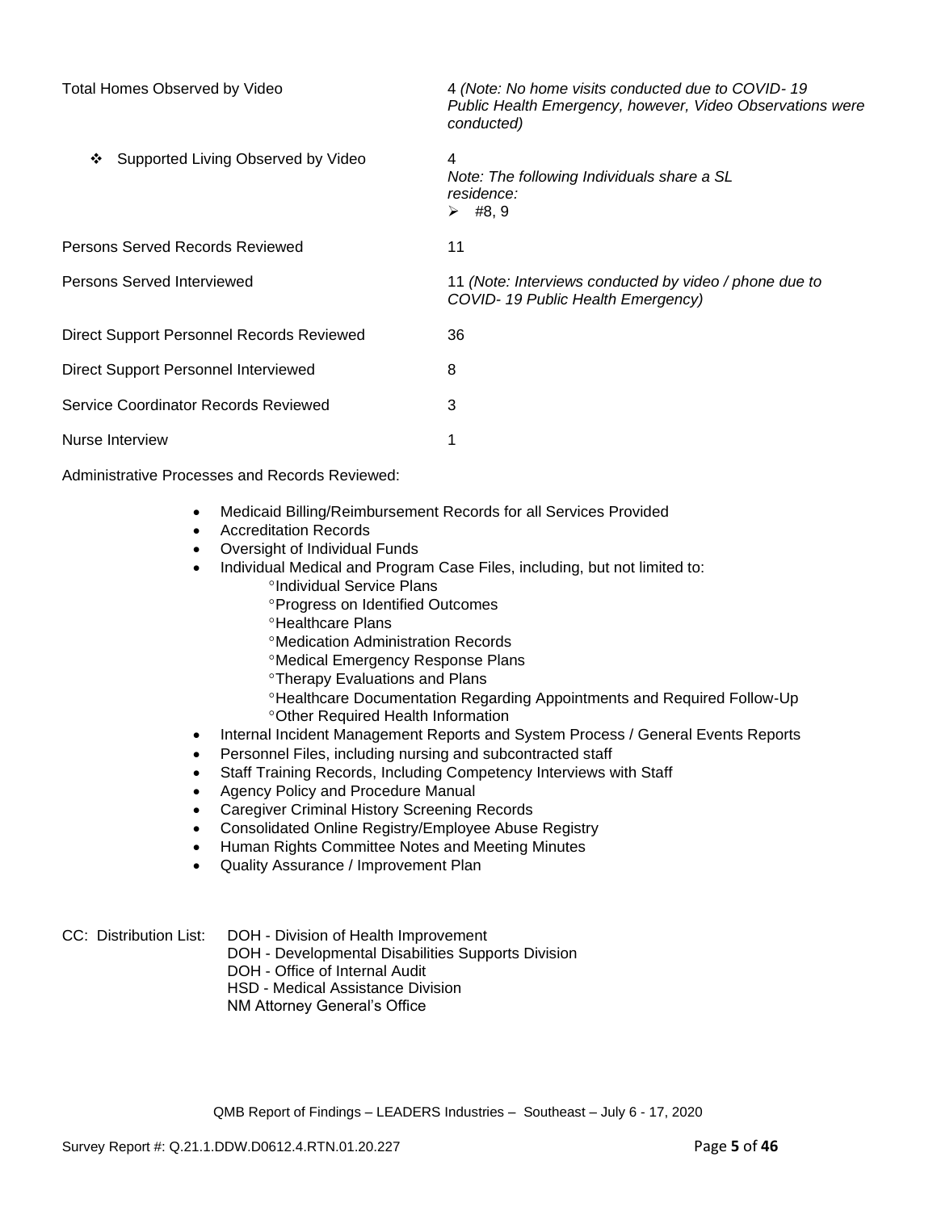| | |
|---|---|
| Total Homes Observed by Video | 4 *(Note: No home visits conducted due to COVID- 19 Public Health Emergency, however, Video Observations were conducted)* |
| ❖ Supported Living Observed by Video | 4 *Note: The following Individuals share a SL residence:* ➢ #8, 9 |
| Persons Served Records Reviewed | 11 |
| Persons Served Interviewed | 11 *(Note: Interviews conducted by video / phone due to COVID- 19 Public Health Emergency)* |
| Direct Support Personnel Records Reviewed | 36 |
| Direct Support Personnel Interviewed | 8 |
| Service Coordinator Records Reviewed | 3 |
| Nurse Interview | 1 |

Administrative Processes and Records Reviewed:

- Medicaid Billing/Reimbursement Records for all Services Provided
- Accreditation Records
- Oversight of Individual Funds
- Individual Medical and Program Case Files, including, but not limited to:
  - °Individual Service Plans
  - °Progress on Identified Outcomes
  - °Healthcare Plans
  - °Medication Administration Records
  - °Medical Emergency Response Plans
  - °Therapy Evaluations and Plans
  - °Healthcare Documentation Regarding Appointments and Required Follow-Up
  - °Other Required Health Information
- Internal Incident Management Reports and System Process / General Events Reports
- Personnel Files, including nursing and subcontracted staff
- Staff Training Records, Including Competency Interviews with Staff
- Agency Policy and Procedure Manual
- Caregiver Criminal History Screening Records
- Consolidated Online Registry/Employee Abuse Registry
- Human Rights Committee Notes and Meeting Minutes
- Quality Assurance / Improvement Plan

CC: Distribution List:
DOH - Division of Health Improvement
DOH - Developmental Disabilities Supports Division
DOH - Office of Internal Audit
HSD - Medical Assistance Division
NM Attorney General's Office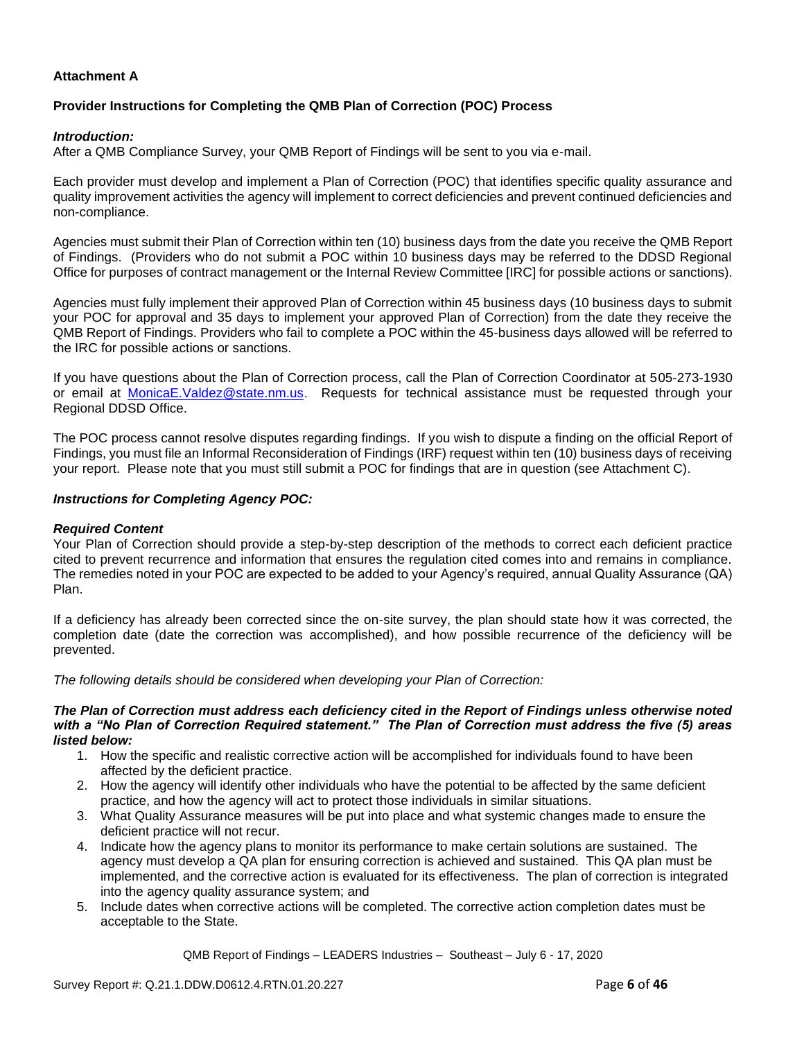**Attachment A**

**Provider Instructions for Completing the QMB Plan of Correction (POC) Process**

***Introduction:***

After a QMB Compliance Survey, your QMB Report of Findings will be sent to you via e-mail.

Each provider must develop and implement a Plan of Correction (POC) that identifies specific quality assurance and quality improvement activities the agency will implement to correct deficiencies and prevent continued deficiencies and non-compliance.

Agencies must submit their Plan of Correction within ten (10) business days from the date you receive the QMB Report of Findings. (Providers who do not submit a POC within 10 business days may be referred to the DDSD Regional Office for purposes of contract management or the Internal Review Committee [IRC] for possible actions or sanctions).

Agencies must fully implement their approved Plan of Correction within 45 business days (10 business days to submit your POC for approval and 35 days to implement your approved Plan of Correction) from the date they receive the QMB Report of Findings. Providers who fail to complete a POC within the 45-business days allowed will be referred to the IRC for possible actions or sanctions.

If you have questions about the Plan of Correction process, call the Plan of Correction Coordinator at 505-273-1930 or email at MonicaE.Valdez@state.nm.us. Requests for technical assistance must be requested through your Regional DDSD Office.

The POC process cannot resolve disputes regarding findings. If you wish to dispute a finding on the official Report of Findings, you must file an Informal Reconsideration of Findings (IRF) request within ten (10) business days of receiving your report. Please note that you must still submit a POC for findings that are in question (see Attachment C).

***Instructions for Completing Agency POC:***

***Required Content***

Your Plan of Correction should provide a step-by-step description of the methods to correct each deficient practice cited to prevent recurrence and information that ensures the regulation cited comes into and remains in compliance. The remedies noted in your POC are expected to be added to your Agency's required, annual Quality Assurance (QA) Plan.

If a deficiency has already been corrected since the on-site survey, the plan should state how it was corrected, the completion date (date the correction was accomplished), and how possible recurrence of the deficiency will be prevented.

*The following details should be considered when developing your Plan of Correction:*

***The Plan of Correction must address each deficiency cited in the Report of Findings unless otherwise noted with a "No Plan of Correction Required statement." The Plan of Correction must address the five (5) areas listed below:***

1. How the specific and realistic corrective action will be accomplished for individuals found to have been affected by the deficient practice.
2. How the agency will identify other individuals who have the potential to be affected by the same deficient practice, and how the agency will act to protect those individuals in similar situations.
3. What Quality Assurance measures will be put into place and what systemic changes made to ensure the deficient practice will not recur.
4. Indicate how the agency plans to monitor its performance to make certain solutions are sustained. The agency must develop a QA plan for ensuring correction is achieved and sustained. This QA plan must be implemented, and the corrective action is evaluated for its effectiveness. The plan of correction is integrated into the agency quality assurance system; and
5. Include dates when corrective actions will be completed. The corrective action completion dates must be acceptable to the State.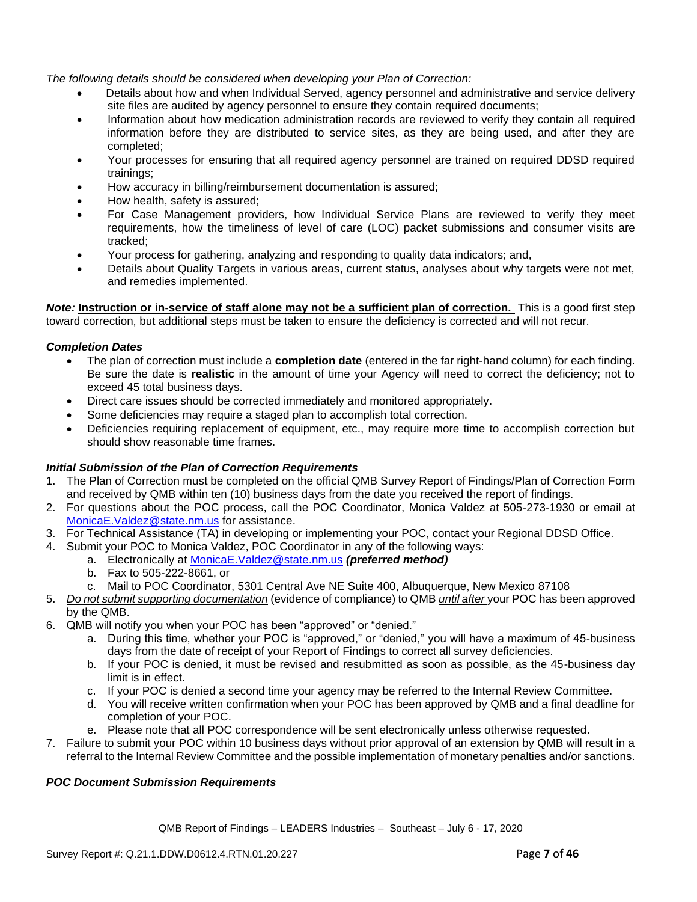*The following details should be considered when developing your Plan of Correction:*

- Details about how and when Individual Served, agency personnel and administrative and service delivery site files are audited by agency personnel to ensure they contain required documents;
- Information about how medication administration records are reviewed to verify they contain all required information before they are distributed to service sites, as they are being used, and after they are completed;
- Your processes for ensuring that all required agency personnel are trained on required DDSD required trainings;
- How accuracy in billing/reimbursement documentation is assured;
- How health, safety is assured;
- For Case Management providers, how Individual Service Plans are reviewed to verify they meet requirements, how the timeliness of level of care (LOC) packet submissions and consumer visits are tracked;
- Your process for gathering, analyzing and responding to quality data indicators; and,
- Details about Quality Targets in various areas, current status, analyses about why targets were not met, and remedies implemented.

***Note:*** **Instruction or in-service of staff alone may not be a sufficient plan of correction.** This is a good first step toward correction, but additional steps must be taken to ensure the deficiency is corrected and will not recur.

***Completion Dates***

- The plan of correction must include a **completion date** (entered in the far right-hand column) for each finding. Be sure the date is **realistic** in the amount of time your Agency will need to correct the deficiency; not to exceed 45 total business days.
- Direct care issues should be corrected immediately and monitored appropriately.
- Some deficiencies may require a staged plan to accomplish total correction.
- Deficiencies requiring replacement of equipment, etc., may require more time to accomplish correction but should show reasonable time frames.

***Initial Submission of the Plan of Correction Requirements***

1. The Plan of Correction must be completed on the official QMB Survey Report of Findings/Plan of Correction Form and received by QMB within ten (10) business days from the date you received the report of findings.
2. For questions about the POC process, call the POC Coordinator, Monica Valdez at 505-273-1930 or email at MonicaE.Valdez@state.nm.us for assistance.
3. For Technical Assistance (TA) in developing or implementing your POC, contact your Regional DDSD Office.
4. Submit your POC to Monica Valdez, POC Coordinator in any of the following ways:
   a. Electronically at MonicaE.Valdez@state.nm.us ***(preferred method)***
   b. Fax to 505-222-8661, or
   c. Mail to POC Coordinator, 5301 Central Ave NE Suite 400, Albuquerque, New Mexico 87108
5. *Do not submit supporting documentation* (evidence of compliance) to QMB *until after* your POC has been approved by the QMB.
6. QMB will notify you when your POC has been "approved" or "denied."
   a. During this time, whether your POC is "approved," or "denied," you will have a maximum of 45-business days from the date of receipt of your Report of Findings to correct all survey deficiencies.
   b. If your POC is denied, it must be revised and resubmitted as soon as possible, as the 45-business day limit is in effect.
   c. If your POC is denied a second time your agency may be referred to the Internal Review Committee.
   d. You will receive written confirmation when your POC has been approved by QMB and a final deadline for completion of your POC.
   e. Please note that all POC correspondence will be sent electronically unless otherwise requested.
7. Failure to submit your POC within 10 business days without prior approval of an extension by QMB will result in a referral to the Internal Review Committee and the possible implementation of monetary penalties and/or sanctions.

***POC Document Submission Requirements***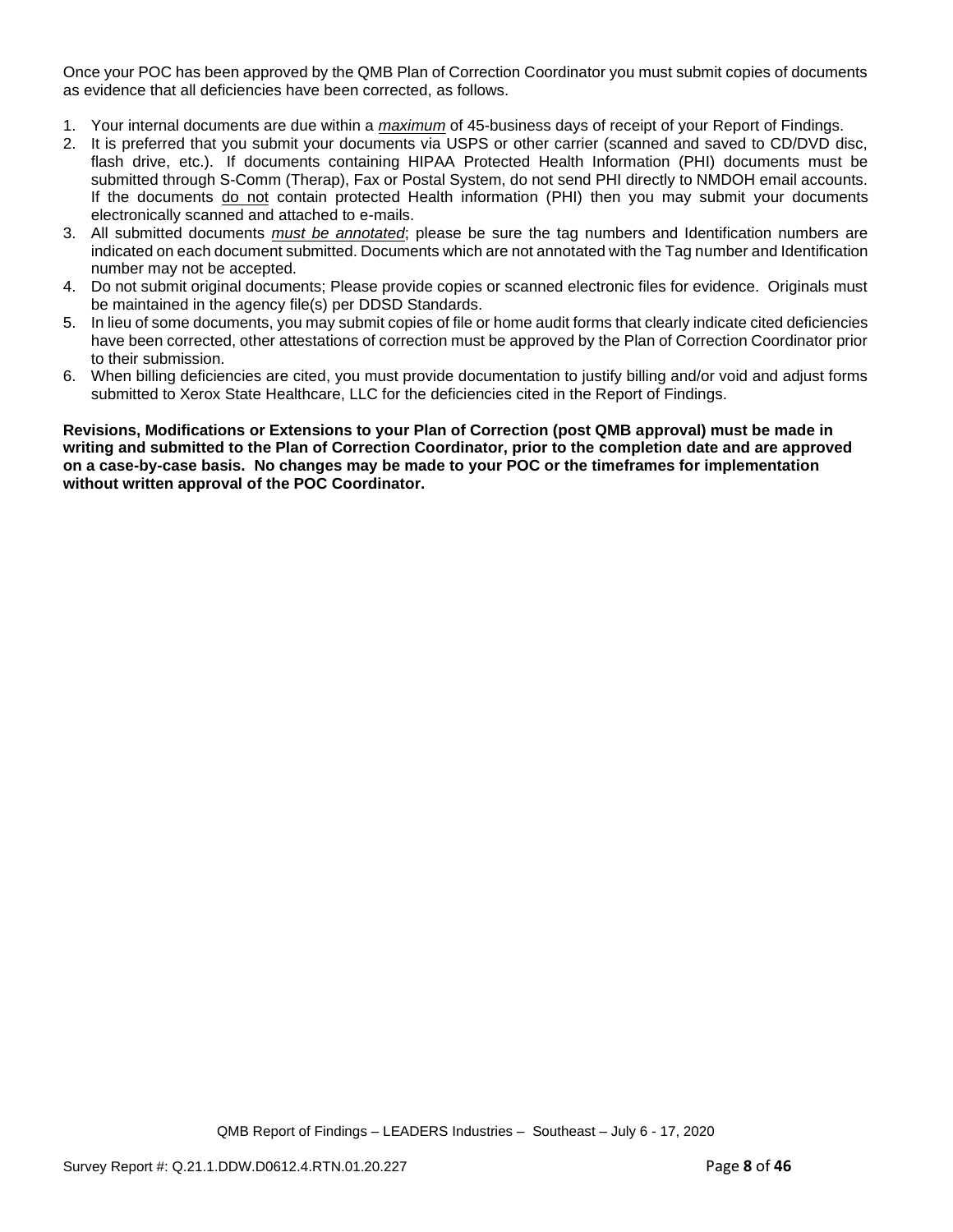Once your POC has been approved by the QMB Plan of Correction Coordinator you must submit copies of documents as evidence that all deficiencies have been corrected, as follows.

1. Your internal documents are due within a ***maximum*** of 45-business days of receipt of your Report of Findings.
2. It is preferred that you submit your documents via USPS or other carrier (scanned and saved to CD/DVD disc, flash drive, etc.). If documents containing HIPAA Protected Health Information (PHI) documents must be submitted through S-Comm (Therap), Fax or Postal System, do not send PHI directly to NMDOH email accounts. If the documents do not contain protected Health information (PHI) then you may submit your documents electronically scanned and attached to e-mails.
3. All submitted documents ***must be annotated***; please be sure the tag numbers and Identification numbers are indicated on each document submitted. Documents which are not annotated with the Tag number and Identification number may not be accepted.
4. Do not submit original documents; Please provide copies or scanned electronic files for evidence. Originals must be maintained in the agency file(s) per DDSD Standards.
5. In lieu of some documents, you may submit copies of file or home audit forms that clearly indicate cited deficiencies have been corrected, other attestations of correction must be approved by the Plan of Correction Coordinator prior to their submission.
6. When billing deficiencies are cited, you must provide documentation to justify billing and/or void and adjust forms submitted to Xerox State Healthcare, LLC for the deficiencies cited in the Report of Findings.

**Revisions, Modifications or Extensions to your Plan of Correction (post QMB approval) must be made in writing and submitted to the Plan of Correction Coordinator, prior to the completion date and are approved on a case-by-case basis. No changes may be made to your POC or the timeframes for implementation without written approval of the POC Coordinator.**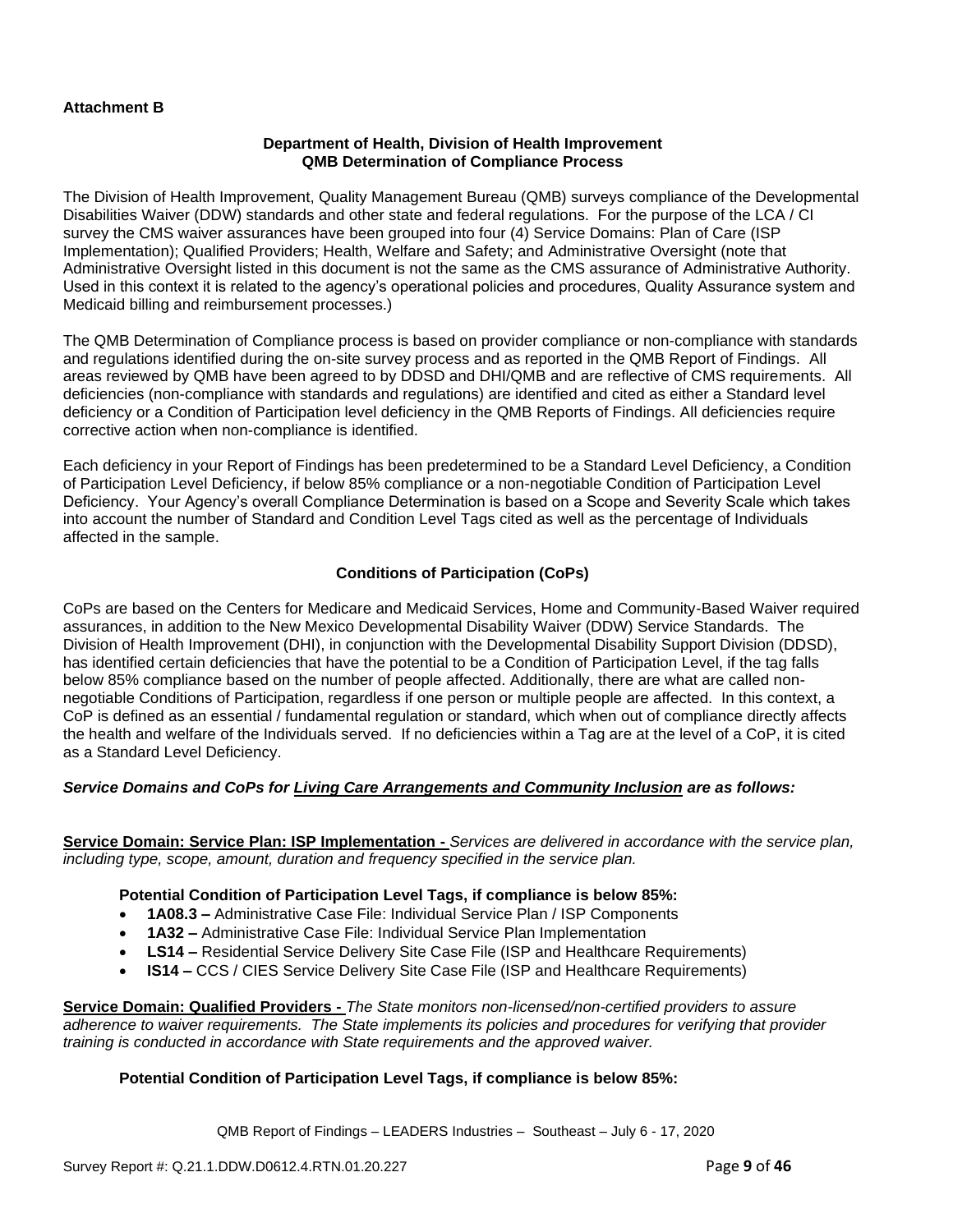**Attachment B**

**Department of Health, Division of Health Improvement**
**QMB Determination of Compliance Process**

The Division of Health Improvement, Quality Management Bureau (QMB) surveys compliance of the Developmental Disabilities Waiver (DDW) standards and other state and federal regulations. For the purpose of the LCA / CI survey the CMS waiver assurances have been grouped into four (4) Service Domains: Plan of Care (ISP Implementation); Qualified Providers; Health, Welfare and Safety; and Administrative Oversight (note that Administrative Oversight listed in this document is not the same as the CMS assurance of Administrative Authority. Used in this context it is related to the agency's operational policies and procedures, Quality Assurance system and Medicaid billing and reimbursement processes.)

The QMB Determination of Compliance process is based on provider compliance or non-compliance with standards and regulations identified during the on-site survey process and as reported in the QMB Report of Findings. All areas reviewed by QMB have been agreed to by DDSD and DHI/QMB and are reflective of CMS requirements. All deficiencies (non-compliance with standards and regulations) are identified and cited as either a Standard level deficiency or a Condition of Participation level deficiency in the QMB Reports of Findings. All deficiencies require corrective action when non-compliance is identified.

Each deficiency in your Report of Findings has been predetermined to be a Standard Level Deficiency, a Condition of Participation Level Deficiency, if below 85% compliance or a non-negotiable Condition of Participation Level Deficiency. Your Agency's overall Compliance Determination is based on a Scope and Severity Scale which takes into account the number of Standard and Condition Level Tags cited as well as the percentage of Individuals affected in the sample.

**Conditions of Participation (CoPs)**

CoPs are based on the Centers for Medicare and Medicaid Services, Home and Community-Based Waiver required assurances, in addition to the New Mexico Developmental Disability Waiver (DDW) Service Standards. The Division of Health Improvement (DHI), in conjunction with the Developmental Disability Support Division (DDSD), has identified certain deficiencies that have the potential to be a Condition of Participation Level, if the tag falls below 85% compliance based on the number of people affected. Additionally, there are what are called non-negotiable Conditions of Participation, regardless if one person or multiple people are affected. In this context, a CoP is defined as an essential / fundamental regulation or standard, which when out of compliance directly affects the health and welfare of the Individuals served. If no deficiencies within a Tag are at the level of a CoP, it is cited as a Standard Level Deficiency.

***Service Domains and CoPs for Living Care Arrangements and Community Inclusion are as follows:***

**Service Domain: Service Plan: ISP Implementation -** *Services are delivered in accordance with the service plan, including type, scope, amount, duration and frequency specified in the service plan.*

**Potential Condition of Participation Level Tags, if compliance is below 85%:**

- **1A08.3 –** Administrative Case File: Individual Service Plan / ISP Components
- **1A32 –** Administrative Case File: Individual Service Plan Implementation
- **LS14 –** Residential Service Delivery Site Case File (ISP and Healthcare Requirements)
- **IS14 –** CCS / CIES Service Delivery Site Case File (ISP and Healthcare Requirements)

**Service Domain: Qualified Providers -** *The State monitors non-licensed/non-certified providers to assure adherence to waiver requirements. The State implements its policies and procedures for verifying that provider training is conducted in accordance with State requirements and the approved waiver.*

**Potential Condition of Participation Level Tags, if compliance is below 85%:**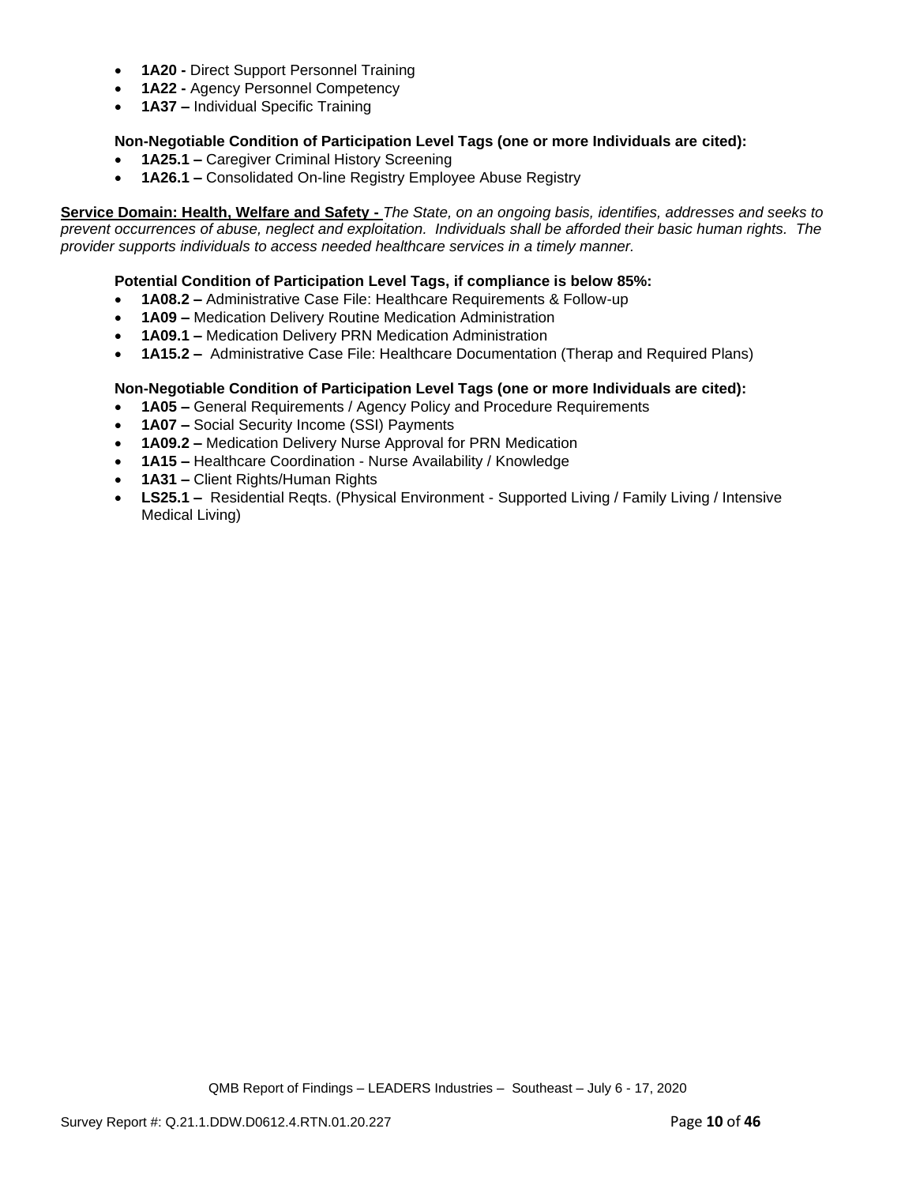- **1A20 -** Direct Support Personnel Training
- **1A22 -** Agency Personnel Competency
- **1A37 –** Individual Specific Training

**Non-Negotiable Condition of Participation Level Tags (one or more Individuals are cited):**

- **1A25.1 –** Caregiver Criminal History Screening
- **1A26.1 –** Consolidated On-line Registry Employee Abuse Registry

**Service Domain: Health, Welfare and Safety -** *The State, on an ongoing basis, identifies, addresses and seeks to prevent occurrences of abuse, neglect and exploitation. Individuals shall be afforded their basic human rights. The provider supports individuals to access needed healthcare services in a timely manner.*

**Potential Condition of Participation Level Tags, if compliance is below 85%:**

- **1A08.2 –** Administrative Case File: Healthcare Requirements & Follow-up
- **1A09 –** Medication Delivery Routine Medication Administration
- **1A09.1 –** Medication Delivery PRN Medication Administration
- **1A15.2 –** Administrative Case File: Healthcare Documentation (Therap and Required Plans)

**Non-Negotiable Condition of Participation Level Tags (one or more Individuals are cited):**

- **1A05 –** General Requirements / Agency Policy and Procedure Requirements
- **1A07 –** Social Security Income (SSI) Payments
- **1A09.2 –** Medication Delivery Nurse Approval for PRN Medication
- **1A15 –** Healthcare Coordination - Nurse Availability / Knowledge
- **1A31 –** Client Rights/Human Rights
- **LS25.1 –** Residential Reqts. (Physical Environment - Supported Living / Family Living / Intensive Medical Living)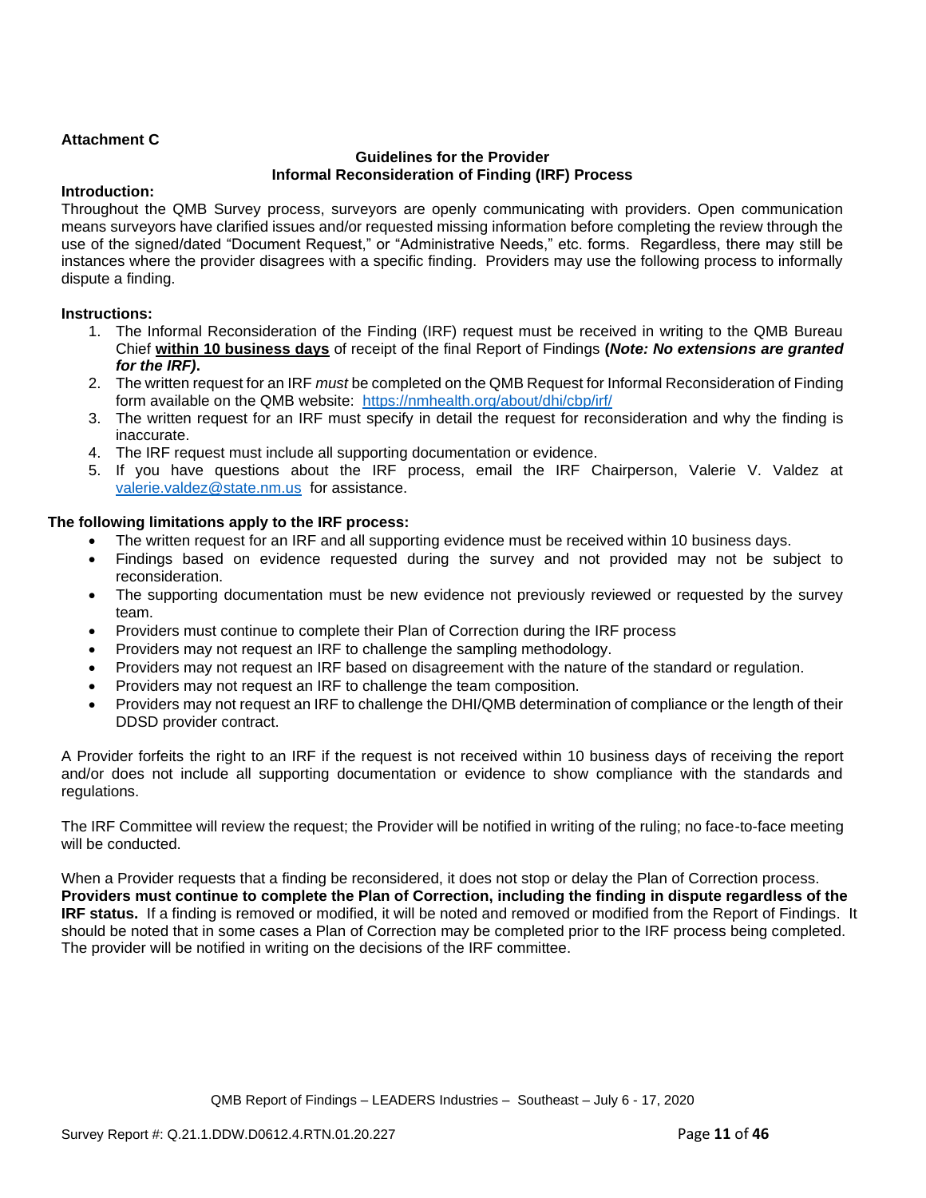**Attachment C**

**Guidelines for the Provider**
**Informal Reconsideration of Finding (IRF) Process**

**Introduction:**

Throughout the QMB Survey process, surveyors are openly communicating with providers. Open communication means surveyors have clarified issues and/or requested missing information before completing the review through the use of the signed/dated "Document Request," or "Administrative Needs," etc. forms. Regardless, there may still be instances where the provider disagrees with a specific finding. Providers may use the following process to informally dispute a finding.

**Instructions:**

1. The Informal Reconsideration of the Finding (IRF) request must be received in writing to the QMB Bureau Chief **within 10 business days** of receipt of the final Report of Findings **(*Note: No extensions are granted for the IRF)*.**
2. The written request for an IRF *must* be completed on the QMB Request for Informal Reconsideration of Finding form available on the QMB website: https://nmhealth.org/about/dhi/cbp/irf/
3. The written request for an IRF must specify in detail the request for reconsideration and why the finding is inaccurate.
4. The IRF request must include all supporting documentation or evidence.
5. If you have questions about the IRF process, email the IRF Chairperson, Valerie V. Valdez at valerie.valdez@state.nm.us for assistance.

**The following limitations apply to the IRF process:**

- The written request for an IRF and all supporting evidence must be received within 10 business days.
- Findings based on evidence requested during the survey and not provided may not be subject to reconsideration.
- The supporting documentation must be new evidence not previously reviewed or requested by the survey team.
- Providers must continue to complete their Plan of Correction during the IRF process
- Providers may not request an IRF to challenge the sampling methodology.
- Providers may not request an IRF based on disagreement with the nature of the standard or regulation.
- Providers may not request an IRF to challenge the team composition.
- Providers may not request an IRF to challenge the DHI/QMB determination of compliance or the length of their DDSD provider contract.

A Provider forfeits the right to an IRF if the request is not received within 10 business days of receiving the report and/or does not include all supporting documentation or evidence to show compliance with the standards and regulations.

The IRF Committee will review the request; the Provider will be notified in writing of the ruling; no face-to-face meeting will be conducted.

When a Provider requests that a finding be reconsidered, it does not stop or delay the Plan of Correction process. **Providers must continue to complete the Plan of Correction, including the finding in dispute regardless of the IRF status.** If a finding is removed or modified, it will be noted and removed or modified from the Report of Findings. It should be noted that in some cases a Plan of Correction may be completed prior to the IRF process being completed. The provider will be notified in writing on the decisions of the IRF committee.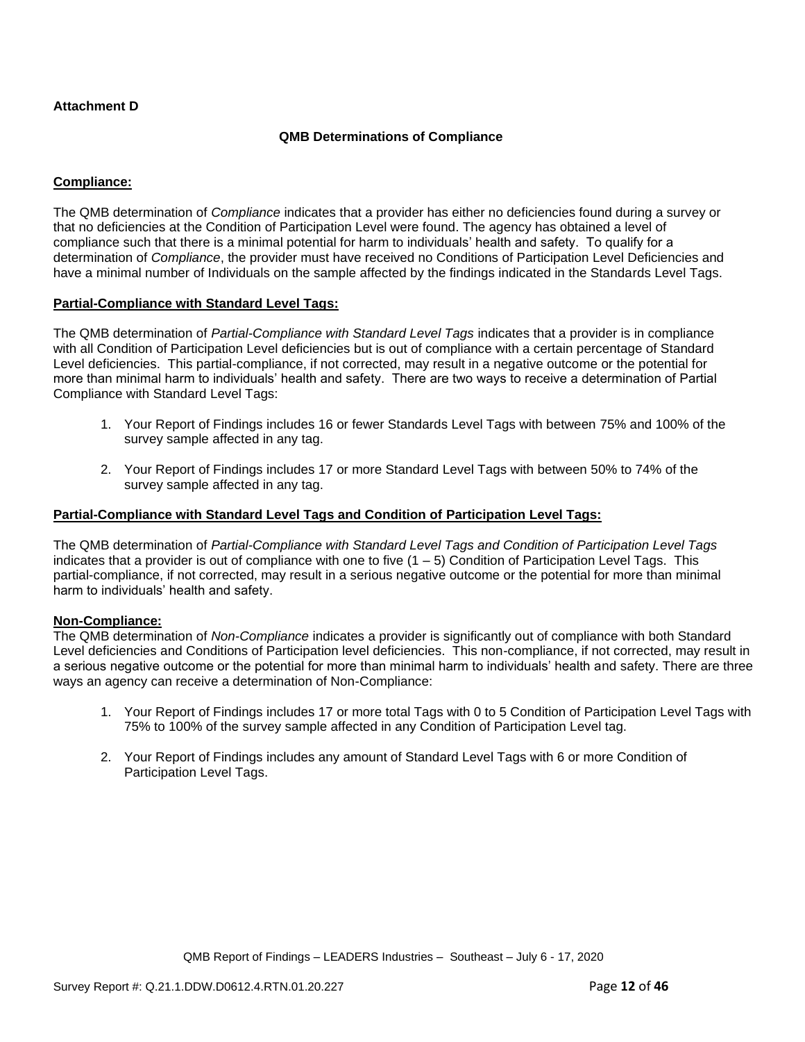**Attachment D**

**QMB Determinations of Compliance**

**Compliance:**

The QMB determination of *Compliance* indicates that a provider has either no deficiencies found during a survey or that no deficiencies at the Condition of Participation Level were found. The agency has obtained a level of compliance such that there is a minimal potential for harm to individuals' health and safety. To qualify for a determination of *Compliance*, the provider must have received no Conditions of Participation Level Deficiencies and have a minimal number of Individuals on the sample affected by the findings indicated in the Standards Level Tags.

**Partial-Compliance with Standard Level Tags:**

The QMB determination of *Partial-Compliance with Standard Level Tags* indicates that a provider is in compliance with all Condition of Participation Level deficiencies but is out of compliance with a certain percentage of Standard Level deficiencies. This partial-compliance, if not corrected, may result in a negative outcome or the potential for more than minimal harm to individuals' health and safety. There are two ways to receive a determination of Partial Compliance with Standard Level Tags:

1. Your Report of Findings includes 16 or fewer Standards Level Tags with between 75% and 100% of the survey sample affected in any tag.
2. Your Report of Findings includes 17 or more Standard Level Tags with between 50% to 74% of the survey sample affected in any tag.

**Partial-Compliance with Standard Level Tags and Condition of Participation Level Tags:**

The QMB determination of *Partial-Compliance with Standard Level Tags and Condition of Participation Level Tags* indicates that a provider is out of compliance with one to five (1 – 5) Condition of Participation Level Tags. This partial-compliance, if not corrected, may result in a serious negative outcome or the potential for more than minimal harm to individuals' health and safety.

**Non-Compliance:**

The QMB determination of *Non-Compliance* indicates a provider is significantly out of compliance with both Standard Level deficiencies and Conditions of Participation level deficiencies. This non-compliance, if not corrected, may result in a serious negative outcome or the potential for more than minimal harm to individuals' health and safety. There are three ways an agency can receive a determination of Non-Compliance:

1. Your Report of Findings includes 17 or more total Tags with 0 to 5 Condition of Participation Level Tags with 75% to 100% of the survey sample affected in any Condition of Participation Level tag.
2. Your Report of Findings includes any amount of Standard Level Tags with 6 or more Condition of Participation Level Tags.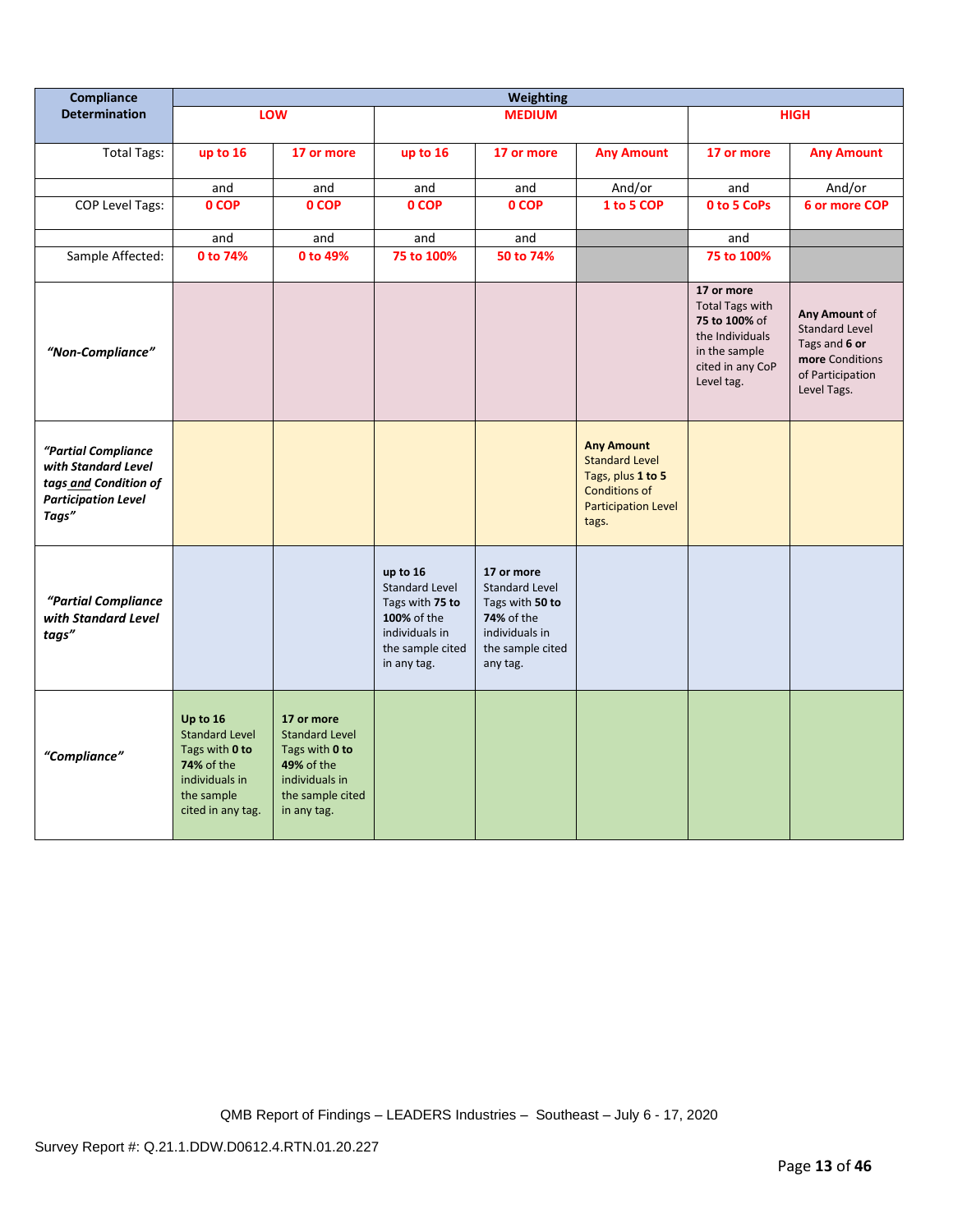| Compliance Determination | Weighting | | | | | | |
|---|---|---|---|---|---|---|---|
| | LOW | | MEDIUM | | | HIGH | |
| Total Tags: | up to 16 | 17 or more | up to 16 | 17 or more | Any Amount | 17 or more | Any Amount |
| | and | and | and | and | And/or | and | And/or |
| COP Level Tags: | 0 COP | 0 COP | 0 COP | 0 COP | 1 to 5 COP | 0 to 5 CoPs | 6 or more COP |
| | and | and | and | and | | and | |
| Sample Affected: | 0 to 74% | 0 to 49% | 75 to 100% | 50 to 74% | | 75 to 100% | |
| *"Non-Compliance"* | | | | | | **17 or more** Total Tags with **75 to 100%** of the Individuals in the sample cited in any CoP Level tag. | **Any Amount** of Standard Level Tags and **6 or more** Conditions of Participation Level Tags. |
| *"Partial Compliance with Standard Level tags and Condition of Participation Level Tags"* | | | | | **Any Amount** Standard Level Tags, plus **1 to 5** Conditions of Participation Level tags. | | |
| *"Partial Compliance with Standard Level tags"* | | | **up to 16** Standard Level Tags with **75 to 100%** of the individuals in the sample cited in any tag. | **17 or more** Standard Level Tags with **50 to 74%** of the individuals in the sample cited any tag. | | | |
| *"Compliance"* | **Up to 16** Standard Level Tags with **0 to 74%** of the individuals in the sample cited in any tag. | **17 or more** Standard Level Tags with **0 to 49%** of the individuals in the sample cited in any tag. | | | | | |

QMB Report of Findings – LEADERS Industries – Southeast – July 6 - 17, 2020

Survey Report #: Q.21.1.DDW.D0612.4.RTN.01.20.227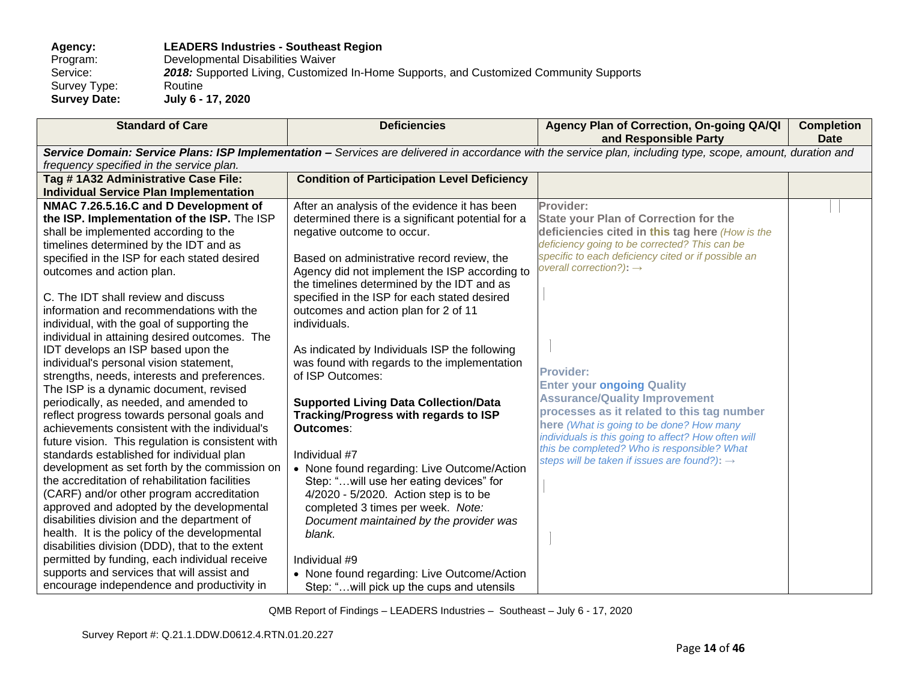**Agency:** **LEADERS Industries - Southeast Region**
Program: Developmental Disabilities Waiver
Service: ***2018:*** Supported Living, Customized In-Home Supports, and Customized Community Supports
Survey Type: Routine
**Survey Date:** **July 6 - 17, 2020**

| Standard of Care | Deficiencies | Agency Plan of Correction, On-going QA/QI and Responsible Party | Completion Date |
|---|---|---|---|
| ***Service Domain: Service Plans: ISP Implementation –*** *Services are delivered in accordance with the service plan, including type, scope, amount, duration and frequency specified in the service plan.* | | | |
| **Tag # 1A32 Administrative Case File: Individual Service Plan Implementation** | **Condition of Participation Level Deficiency** | | |
| **NMAC 7.26.5.16.C and D Development of the ISP. Implementation of the ISP.** The ISP shall be implemented according to the timelines determined by the IDT and as specified in the ISP for each stated desired outcomes and action plan.<br><br>C. The IDT shall review and discuss information and recommendations with the individual, with the goal of supporting the individual in attaining desired outcomes. The IDT develops an ISP based upon the individual's personal vision statement, strengths, needs, interests and preferences. The ISP is a dynamic document, revised periodically, as needed, and amended to reflect progress towards personal goals and achievements consistent with the individual's future vision. This regulation is consistent with standards established for individual plan development as set forth by the commission on the accreditation of rehabilitation facilities (CARF) and/or other program accreditation approved and adopted by the developmental disabilities division and the department of health. It is the policy of the developmental disabilities division (DDD), that to the extent permitted by funding, each individual receive supports and services that will assist and encourage independence and productivity in | After an analysis of the evidence it has been determined there is a significant potential for a negative outcome to occur.<br><br>Based on administrative record review, the Agency did not implement the ISP according to the timelines determined by the IDT and as specified in the ISP for each stated desired outcomes and action plan for 2 of 11 individuals.<br><br>As indicated by Individuals ISP the following was found with regards to the implementation of ISP Outcomes:<br><br>**Supported Living Data Collection/Data Tracking/Progress with regards to ISP Outcomes**:<br><br>Individual #7<br>• None found regarding: Live Outcome/Action Step: "…will use her eating devices" for 4/2020 - 5/2020. Action step is to be completed 3 times per week. *Note: Document maintained by the provider was blank.*<br><br>Individual #9<br>• None found regarding: Live Outcome/Action Step: "…will pick up the cups and utensils | **Provider:**<br>**State your Plan of Correction for the deficiencies cited in this tag here** *(How is the deficiency going to be corrected? This can be specific to each deficiency cited or if possible an overall correction?)*: →<br><br>**Provider:**<br>**Enter your ongoing Quality Assurance/Quality Improvement processes as it related to this tag number here** *(What is going to be done? How many individuals is this going to affect? How often will this be completed? Who is responsible? What steps will be taken if issues are found?)*: → | |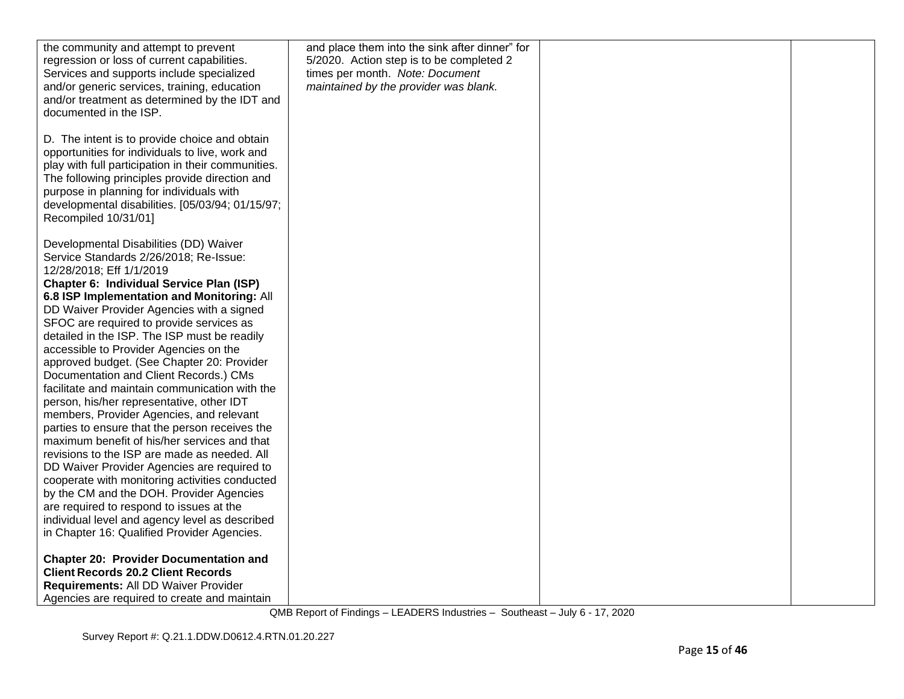| | | | |
|---|---|---|---|
| the community and attempt to prevent regression or loss of current capabilities. Services and supports include specialized and/or generic services, training, education and/or treatment as determined by the IDT and documented in the ISP.<br><br>D. The intent is to provide choice and obtain opportunities for individuals to live, work and play with full participation in their communities. The following principles provide direction and purpose in planning for individuals with developmental disabilities. [05/03/94; 01/15/97; Recompiled 10/31/01]<br><br>Developmental Disabilities (DD) Waiver Service Standards 2/26/2018; Re-Issue: 12/28/2018; Eff 1/1/2019<br>**Chapter 6: Individual Service Plan (ISP)**<br>**6.8 ISP Implementation and Monitoring:** All DD Waiver Provider Agencies with a signed SFOC are required to provide services as detailed in the ISP. The ISP must be readily accessible to Provider Agencies on the approved budget. (See Chapter 20: Provider Documentation and Client Records.) CMs facilitate and maintain communication with the person, his/her representative, other IDT members, Provider Agencies, and relevant parties to ensure that the person receives the maximum benefit of his/her services and that revisions to the ISP are made as needed. All DD Waiver Provider Agencies are required to cooperate with monitoring activities conducted by the CM and the DOH. Provider Agencies are required to respond to issues at the individual level and agency level as described in Chapter 16: Qualified Provider Agencies.<br><br>**Chapter 20: Provider Documentation and Client Records 20.2 Client Records Requirements:** All DD Waiver Provider Agencies are required to create and maintain | and place them into the sink after dinner" for 5/2020. Action step is to be completed 2 times per month. *Note: Document maintained by the provider was blank.* | | |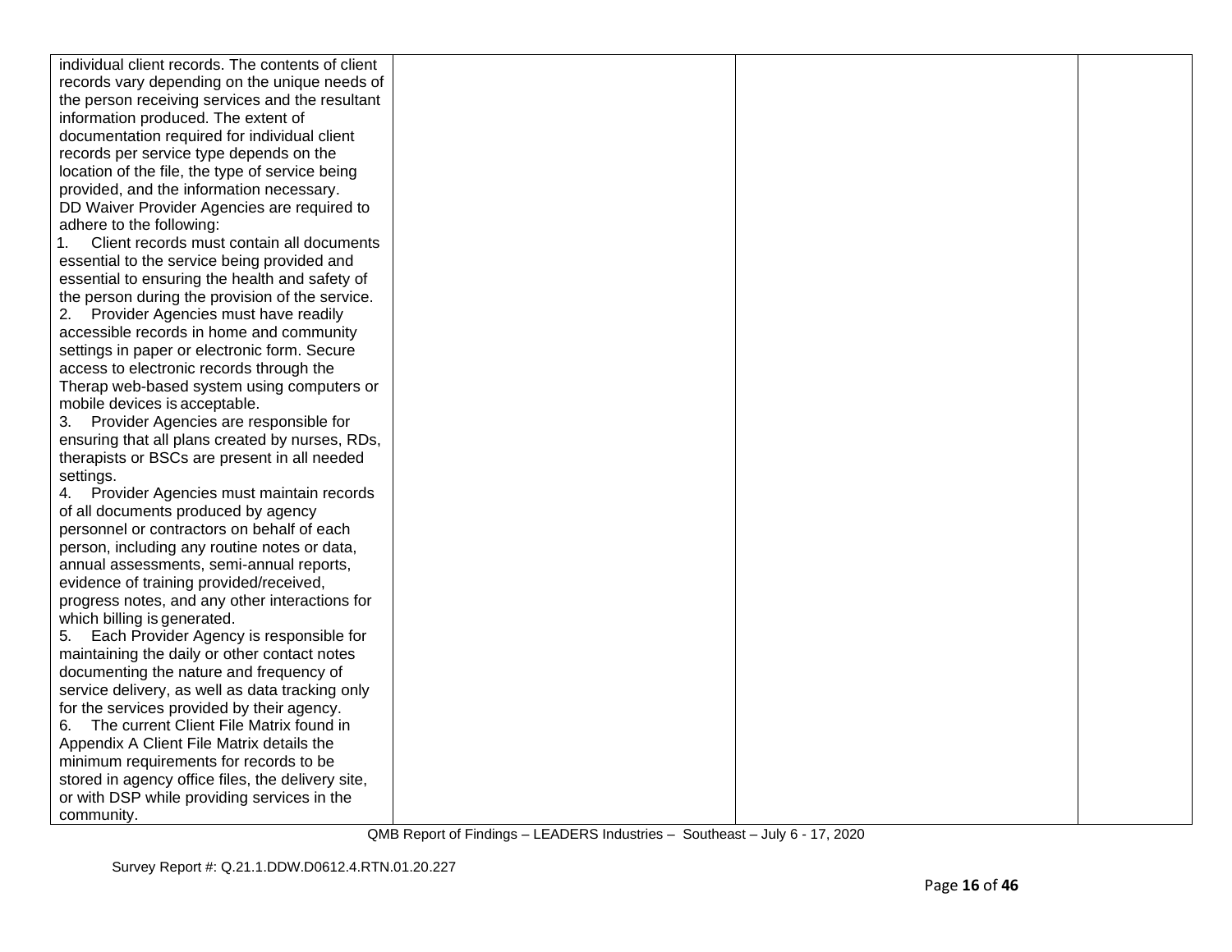| | | | |
|---|---|---|---|
| individual client records. The contents of client records vary depending on the unique needs of the person receiving services and the resultant information produced. The extent of documentation required for individual client records per service type depends on the location of the file, the type of service being provided, and the information necessary.<br>DD Waiver Provider Agencies are required to adhere to the following:<br>1. Client records must contain all documents essential to the service being provided and essential to ensuring the health and safety of the person during the provision of the service.<br>2. Provider Agencies must have readily accessible records in home and community settings in paper or electronic form. Secure access to electronic records through the Therap web-based system using computers or mobile devices is acceptable.<br>3. Provider Agencies are responsible for ensuring that all plans created by nurses, RDs, therapists or BSCs are present in all needed settings.<br>4. Provider Agencies must maintain records of all documents produced by agency personnel or contractors on behalf of each person, including any routine notes or data, annual assessments, semi-annual reports, evidence of training provided/received, progress notes, and any other interactions for which billing is generated.<br>5. Each Provider Agency is responsible for maintaining the daily or other contact notes documenting the nature and frequency of service delivery, as well as data tracking only for the services provided by their agency.<br>6. The current Client File Matrix found in Appendix A Client File Matrix details the minimum requirements for records to be stored in agency office files, the delivery site, or with DSP while providing services in the community. | | | |

QMB Report of Findings – LEADERS Industries – Southeast – July 6 - 17, 2020

Survey Report #: Q.21.1.DDW.D0612.4.RTN.01.20.227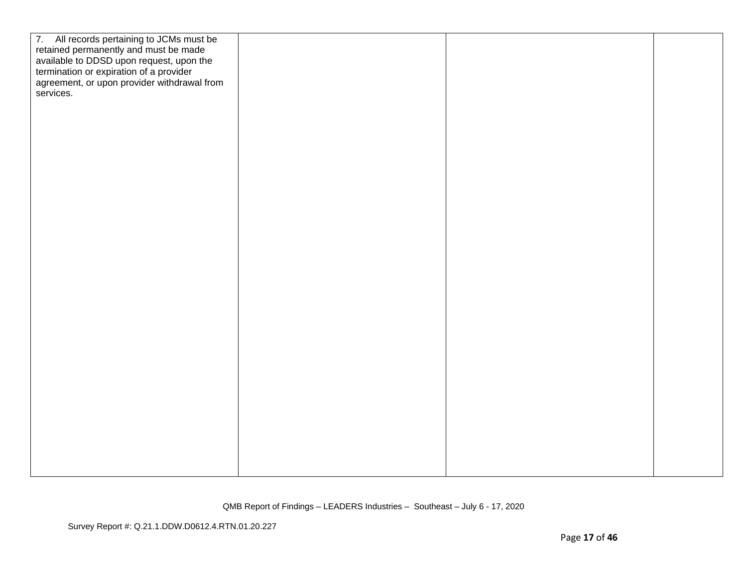| | | | |
|---|---|---|---|
| 7. All records pertaining to JCMs must be retained permanently and must be made available to DDSD upon request, upon the termination or expiration of a provider agreement, or upon provider withdrawal from services. | | | |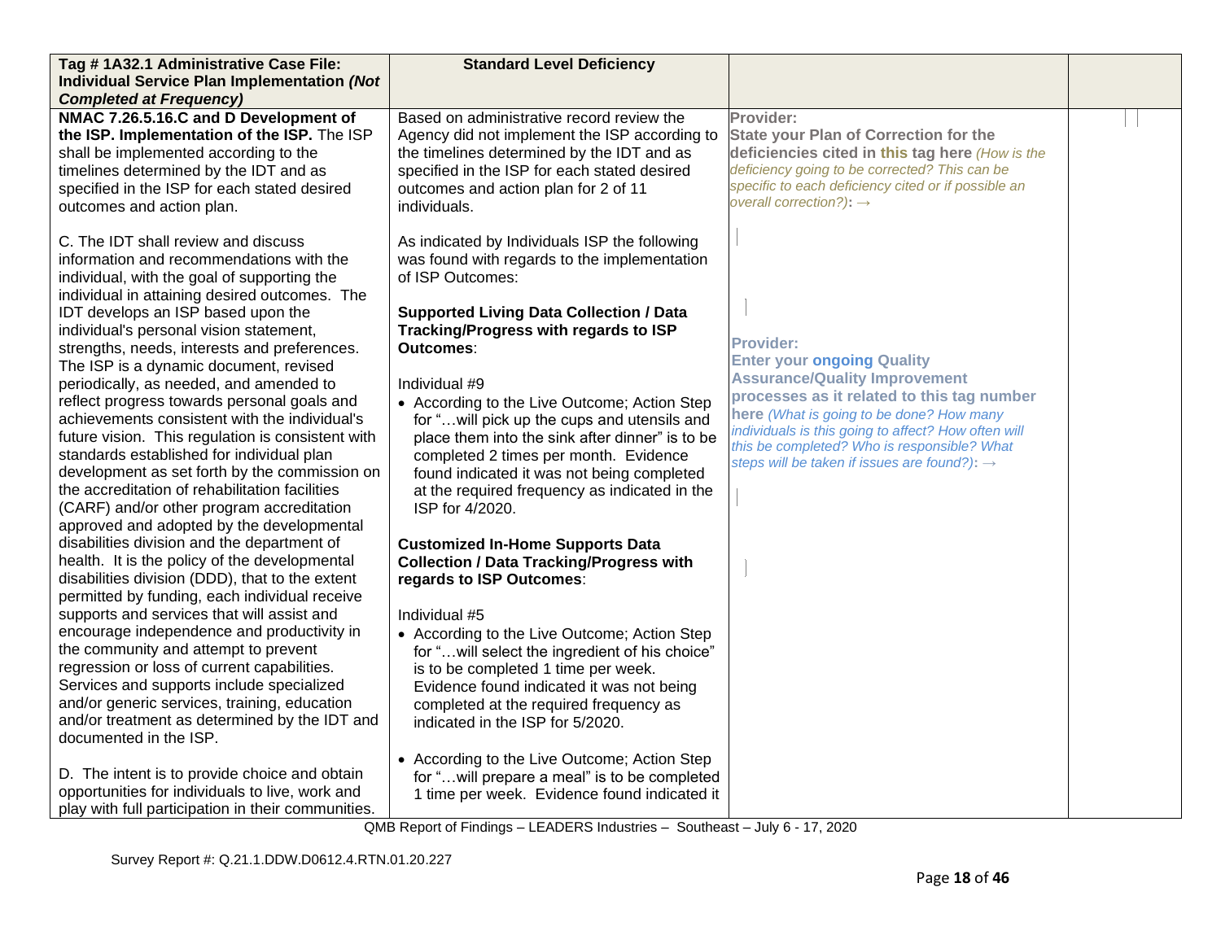| Tag # 1A32.1 Administrative Case File: Individual Service Plan Implementation *(Not Completed at Frequency)* | Standard Level Deficiency | | |
|---|---|---|---|
| **NMAC 7.26.5.16.C and D Development of the ISP. Implementation of the ISP.** The ISP shall be implemented according to the timelines determined by the IDT and as specified in the ISP for each stated desired outcomes and action plan.<br><br>C. The IDT shall review and discuss information and recommendations with the individual, with the goal of supporting the individual in attaining desired outcomes. The IDT develops an ISP based upon the individual's personal vision statement, strengths, needs, interests and preferences. The ISP is a dynamic document, revised periodically, as needed, and amended to reflect progress towards personal goals and achievements consistent with the individual's future vision. This regulation is consistent with standards established for individual plan development as set forth by the commission on the accreditation of rehabilitation facilities (CARF) and/or other program accreditation approved and adopted by the developmental disabilities division and the department of health. It is the policy of the developmental disabilities division (DDD), that to the extent permitted by funding, each individual receive supports and services that will assist and encourage independence and productivity in the community and attempt to prevent regression or loss of current capabilities. Services and supports include specialized and/or generic services, training, education and/or treatment as determined by the IDT and documented in the ISP.<br><br>D. The intent is to provide choice and obtain opportunities for individuals to live, work and play with full participation in their communities. | Based on administrative record review the Agency did not implement the ISP according to the timelines determined by the IDT and as specified in the ISP for each stated desired outcomes and action plan for 2 of 11 individuals.<br><br>As indicated by Individuals ISP the following was found with regards to the implementation of ISP Outcomes:<br><br>**Supported Living Data Collection / Data Tracking/Progress with regards to ISP Outcomes**:<br><br>Individual #9<br>• According to the Live Outcome; Action Step for "…will pick up the cups and utensils and place them into the sink after dinner" is to be completed 2 times per month. Evidence found indicated it was not being completed at the required frequency as indicated in the ISP for 4/2020.<br><br>**Customized In-Home Supports Data Collection / Data Tracking/Progress with regards to ISP Outcomes**:<br><br>Individual #5<br>• According to the Live Outcome; Action Step for "…will select the ingredient of his choice" is to be completed 1 time per week. Evidence found indicated it was not being completed at the required frequency as indicated in the ISP for 5/2020.<br><br>• According to the Live Outcome; Action Step for "…will prepare a meal" is to be completed 1 time per week. Evidence found indicated it | **Provider:**<br>**State your Plan of Correction for the deficiencies cited in this tag here** *(How is the deficiency going to be corrected? This can be specific to each deficiency cited or if possible an overall correction?)*: →<br><br>**Provider:**<br>**Enter your ongoing Quality Assurance/Quality Improvement processes as it related to this tag number here** *(What is going to be done? How many individuals is this going to affect? How often will this be completed? Who is responsible? What steps will be taken if issues are found?)*: → | |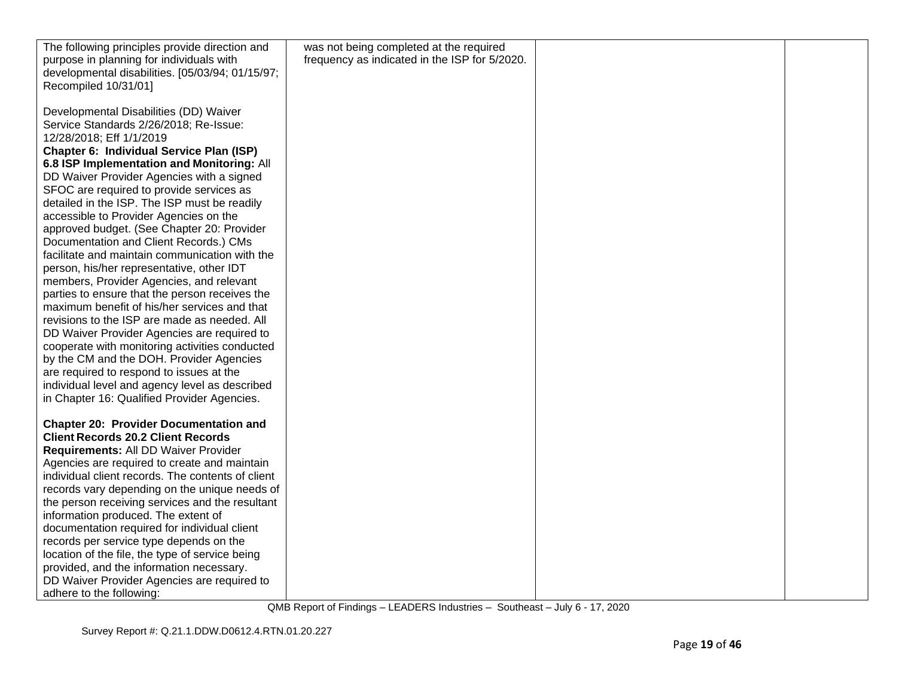| | | | |
|---|---|---|---|
| The following principles provide direction and purpose in planning for individuals with developmental disabilities. [05/03/94; 01/15/97; Recompiled 10/31/01]<br><br>Developmental Disabilities (DD) Waiver Service Standards 2/26/2018; Re-Issue: 12/28/2018; Eff 1/1/2019<br>**Chapter 6: Individual Service Plan (ISP)**<br>**6.8 ISP Implementation and Monitoring:** All DD Waiver Provider Agencies with a signed SFOC are required to provide services as detailed in the ISP. The ISP must be readily accessible to Provider Agencies on the approved budget. (See Chapter 20: Provider Documentation and Client Records.) CMs facilitate and maintain communication with the person, his/her representative, other IDT members, Provider Agencies, and relevant parties to ensure that the person receives the maximum benefit of his/her services and that revisions to the ISP are made as needed. All DD Waiver Provider Agencies are required to cooperate with monitoring activities conducted by the CM and the DOH. Provider Agencies are required to respond to issues at the individual level and agency level as described in Chapter 16: Qualified Provider Agencies.<br><br>**Chapter 20: Provider Documentation and Client Records 20.2 Client Records Requirements:** All DD Waiver Provider Agencies are required to create and maintain individual client records. The contents of client records vary depending on the unique needs of the person receiving services and the resultant information produced. The extent of documentation required for individual client records per service type depends on the location of the file, the type of service being provided, and the information necessary.<br>DD Waiver Provider Agencies are required to adhere to the following: | was not being completed at the required frequency as indicated in the ISP for 5/2020. | | |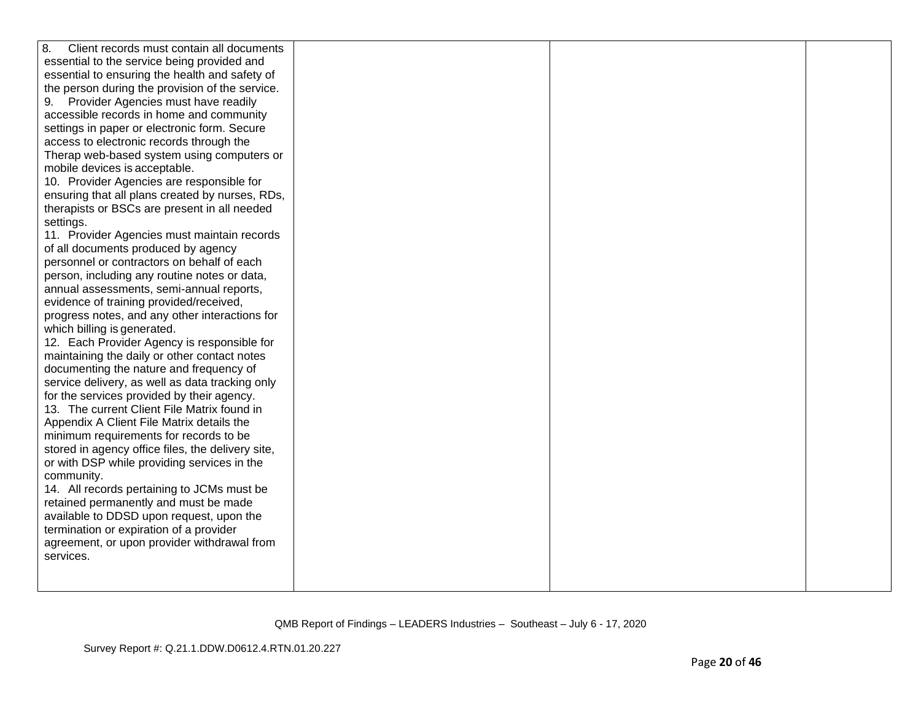| | | | |
|---|---|---|---|
| 8. Client records must contain all documents essential to the service being provided and essential to ensuring the health and safety of the person during the provision of the service.<br>9. Provider Agencies must have readily accessible records in home and community settings in paper or electronic form. Secure access to electronic records through the Therap web-based system using computers or mobile devices is acceptable.<br>10. Provider Agencies are responsible for ensuring that all plans created by nurses, RDs, therapists or BSCs are present in all needed settings.<br>11. Provider Agencies must maintain records of all documents produced by agency personnel or contractors on behalf of each person, including any routine notes or data, annual assessments, semi-annual reports, evidence of training provided/received, progress notes, and any other interactions for which billing is generated.<br>12. Each Provider Agency is responsible for maintaining the daily or other contact notes documenting the nature and frequency of service delivery, as well as data tracking only for the services provided by their agency.<br>13. The current Client File Matrix found in Appendix A Client File Matrix details the minimum requirements for records to be stored in agency office files, the delivery site, or with DSP while providing services in the community.<br>14. All records pertaining to JCMs must be retained permanently and must be made available to DDSD upon request, upon the termination or expiration of a provider agreement, or upon provider withdrawal from services. | | | |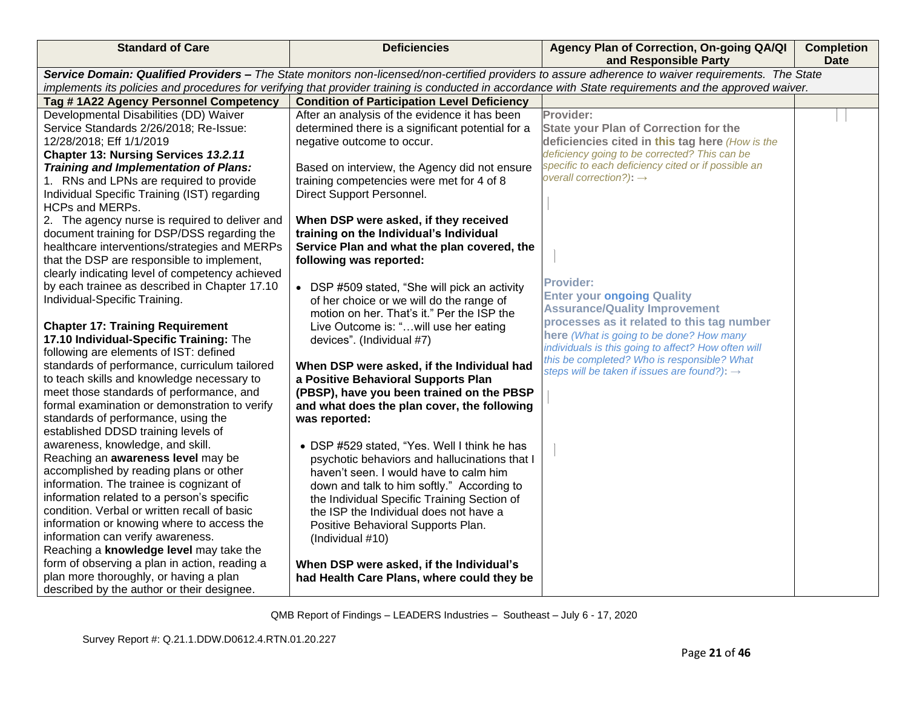| Standard of Care | Deficiencies | Agency Plan of Correction, On-going QA/QI and Responsible Party | Completion Date |
|---|---|---|---|
| ***Service Domain: Qualified Providers –*** *The State monitors non-licensed/non-certified providers to assure adherence to waiver requirements. The State implements its policies and procedures for verifying that provider training is conducted in accordance with State requirements and the approved waiver.* | | | |
| **Tag # 1A22 Agency Personnel Competency** | **Condition of Participation Level Deficiency** | | |
| Developmental Disabilities (DD) Waiver Service Standards 2/26/2018; Re-Issue: 12/28/2018; Eff 1/1/2019<br>**Chapter 13: Nursing Services *13.2.11 Training and Implementation of Plans:***<br>1. RNs and LPNs are required to provide Individual Specific Training (IST) regarding HCPs and MERPs.<br>2. The agency nurse is required to deliver and document training for DSP/DSS regarding the healthcare interventions/strategies and MERPs that the DSP are responsible to implement, clearly indicating level of competency achieved by each trainee as described in Chapter 17.10 Individual-Specific Training.<br><br>**Chapter 17: Training Requirement**<br>**17.10 Individual-Specific Training:** The following are elements of IST: defined standards of performance, curriculum tailored to teach skills and knowledge necessary to meet those standards of performance, and formal examination or demonstration to verify standards of performance, using the established DDSD training levels of awareness, knowledge, and skill.<br>Reaching an **awareness level** may be accomplished by reading plans or other information. The trainee is cognizant of information related to a person's specific condition. Verbal or written recall of basic information or knowing where to access the information can verify awareness.<br>Reaching a **knowledge level** may take the form of observing a plan in action, reading a plan more thoroughly, or having a plan described by the author or their designee. | After an analysis of the evidence it has been determined there is a significant potential for a negative outcome to occur.<br><br>Based on interview, the Agency did not ensure training competencies were met for 4 of 8 Direct Support Personnel.<br><br>**When DSP were asked, if they received training on the Individual's Individual Service Plan and what the plan covered, the following was reported:**<br><br>• DSP #509 stated, "She will pick an activity of her choice or we will do the range of motion on her. That's it." Per the ISP the Live Outcome is: "…will use her eating devices". (Individual #7)<br><br>**When DSP were asked, if the Individual had a Positive Behavioral Supports Plan (PBSP), have you been trained on the PBSP and what does the plan cover, the following was reported:**<br><br>• DSP #529 stated, "Yes. Well I think he has psychotic behaviors and hallucinations that I haven't seen. I would have to calm him down and talk to him softly." According to the Individual Specific Training Section of the ISP the Individual does not have a Positive Behavioral Supports Plan. (Individual #10)<br><br>**When DSP were asked, if the Individual's had Health Care Plans, where could they be** | **Provider:**<br>**State your Plan of Correction for the deficiencies cited in this tag here** *(How is the deficiency going to be corrected? This can be specific to each deficiency cited or if possible an overall correction?)*: →<br><br><br><br>**Provider:**<br>**Enter your ongoing Quality Assurance/Quality Improvement processes as it related to this tag number here** *(What is going to be done? How many individuals is this going to affect? How often will this be completed? Who is responsible? What steps will be taken if issues are found?)*: → | |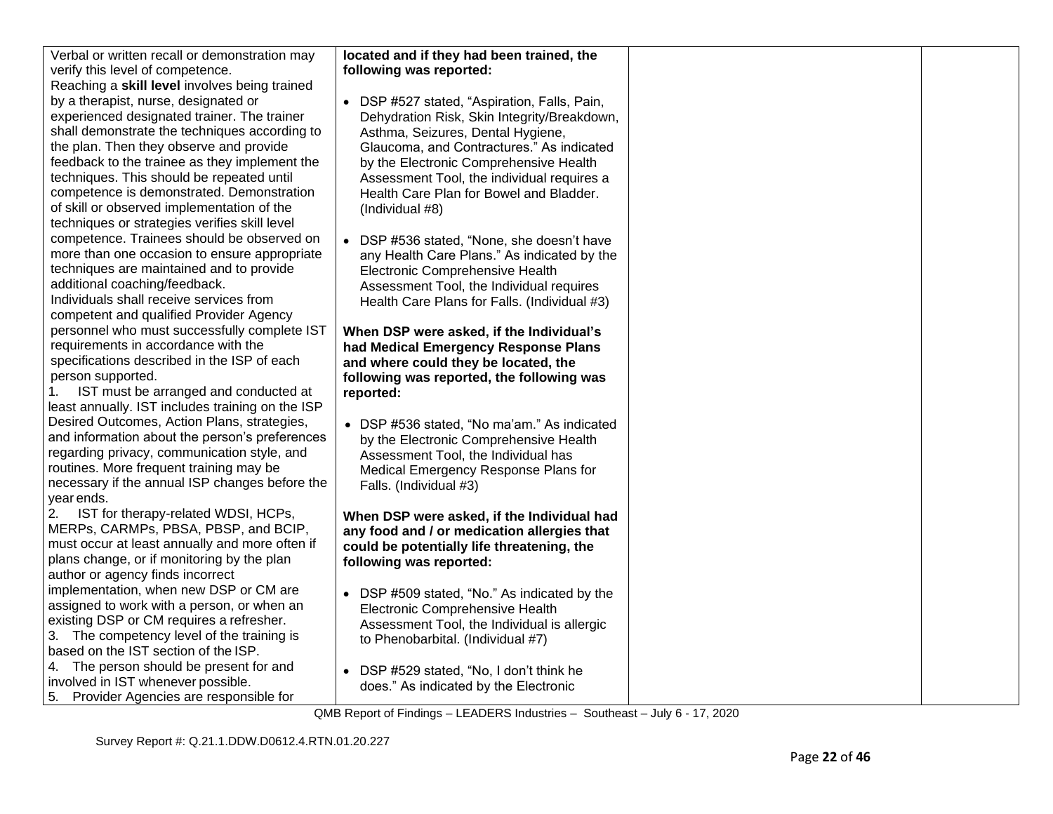| | | | |
|---|---|---|---|
| Verbal or written recall or demonstration may verify this level of competence.<br>Reaching a **skill level** involves being trained by a therapist, nurse, designated or experienced designated trainer. The trainer shall demonstrate the techniques according to the plan. Then they observe and provide feedback to the trainee as they implement the techniques. This should be repeated until competence is demonstrated. Demonstration of skill or observed implementation of the techniques or strategies verifies skill level competence. Trainees should be observed on more than one occasion to ensure appropriate techniques are maintained and to provide additional coaching/feedback.<br>Individuals shall receive services from competent and qualified Provider Agency personnel who must successfully complete IST requirements in accordance with the specifications described in the ISP of each person supported.<br>1. IST must be arranged and conducted at least annually. IST includes training on the ISP Desired Outcomes, Action Plans, strategies, and information about the person's preferences regarding privacy, communication style, and routines. More frequent training may be necessary if the annual ISP changes before the year ends.<br>2. IST for therapy-related WDSI, HCPs, MERPs, CARMPs, PBSA, PBSP, and BCIP, must occur at least annually and more often if plans change, or if monitoring by the plan author or agency finds incorrect implementation, when new DSP or CM are assigned to work with a person, or when an existing DSP or CM requires a refresher.<br>3. The competency level of the training is based on the IST section of the ISP.<br>4. The person should be present for and involved in IST whenever possible.<br>5. Provider Agencies are responsible for | **located and if they had been trained, the following was reported:**<br><br>• DSP #527 stated, "Aspiration, Falls, Pain, Dehydration Risk, Skin Integrity/Breakdown, Asthma, Seizures, Dental Hygiene, Glaucoma, and Contractures." As indicated by the Electronic Comprehensive Health Assessment Tool, the individual requires a Health Care Plan for Bowel and Bladder. (Individual #8)<br><br>• DSP #536 stated, "None, she doesn't have any Health Care Plans." As indicated by the Electronic Comprehensive Health Assessment Tool, the Individual requires Health Care Plans for Falls. (Individual #3)<br><br>**When DSP were asked, if the Individual's had Medical Emergency Response Plans and where could they be located, the following was reported, the following was reported:**<br><br>• DSP #536 stated, "No ma'am." As indicated by the Electronic Comprehensive Health Assessment Tool, the Individual has Medical Emergency Response Plans for Falls. (Individual #3)<br><br>**When DSP were asked, if the Individual had any food and / or medication allergies that could be potentially life threatening, the following was reported:**<br><br>• DSP #509 stated, "No." As indicated by the Electronic Comprehensive Health Assessment Tool, the Individual is allergic to Phenobarbital. (Individual #7)<br><br>• DSP #529 stated, "No, I don't think he does." As indicated by the Electronic | | |

QMB Report of Findings – LEADERS Industries – Southeast – July 6 - 17, 2020

Survey Report #: Q.21.1.DDW.D0612.4.RTN.01.20.227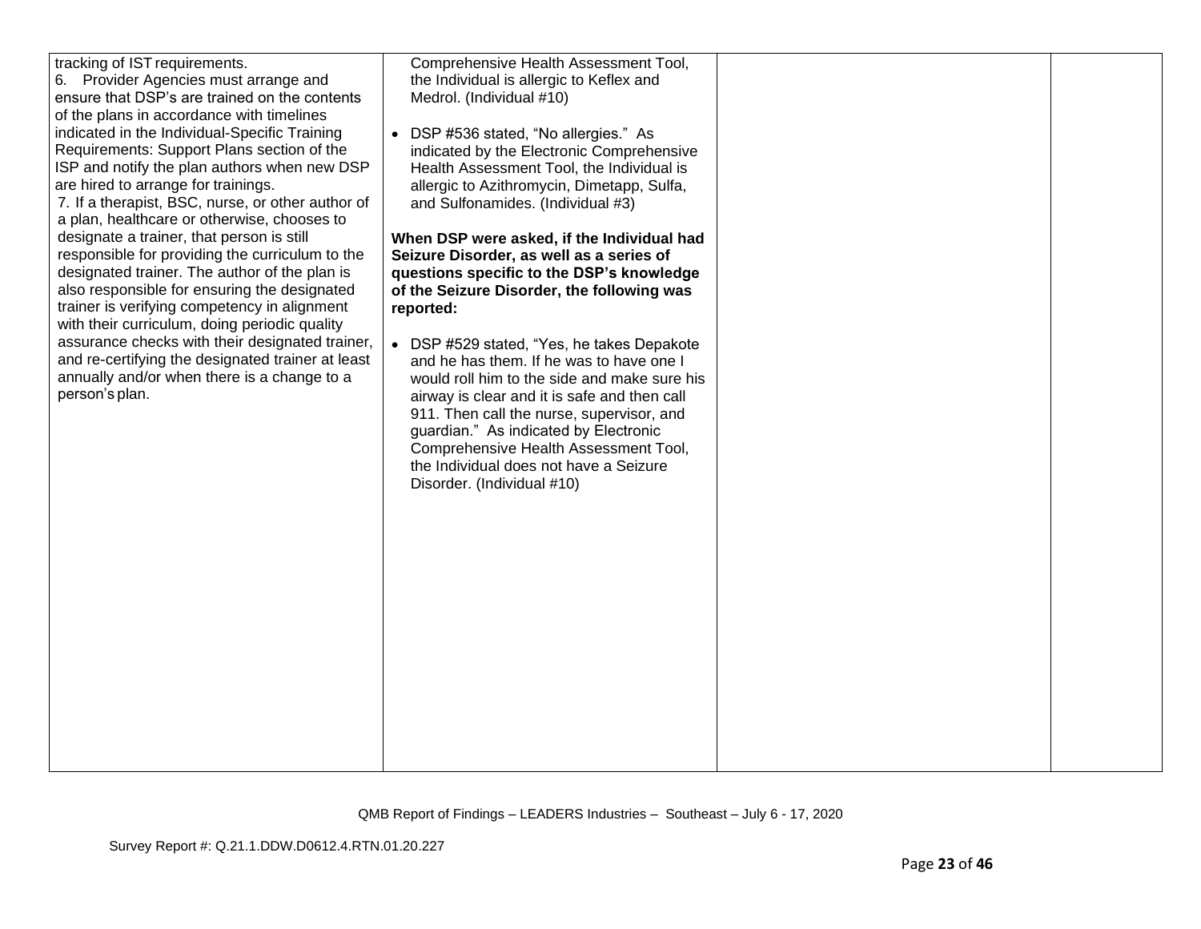| | | | |
|---|---|---|---|
| tracking of IST requirements.<br>6. Provider Agencies must arrange and ensure that DSP's are trained on the contents of the plans in accordance with timelines indicated in the Individual-Specific Training Requirements: Support Plans section of the ISP and notify the plan authors when new DSP are hired to arrange for trainings.<br>7. If a therapist, BSC, nurse, or other author of a plan, healthcare or otherwise, chooses to designate a trainer, that person is still responsible for providing the curriculum to the designated trainer. The author of the plan is also responsible for ensuring the designated trainer is verifying competency in alignment with their curriculum, doing periodic quality assurance checks with their designated trainer, and re-certifying the designated trainer at least annually and/or when there is a change to a person's plan. | Comprehensive Health Assessment Tool, the Individual is allergic to Keflex and Medrol. (Individual #10)<br><br>• DSP #536 stated, "No allergies." As indicated by the Electronic Comprehensive Health Assessment Tool, the Individual is allergic to Azithromycin, Dimetapp, Sulfa, and Sulfonamides. (Individual #3)<br><br>**When DSP were asked, if the Individual had Seizure Disorder, as well as a series of questions specific to the DSP's knowledge of the Seizure Disorder, the following was reported:**<br><br>• DSP #529 stated, "Yes, he takes Depakote and he has them. If he was to have one I would roll him to the side and make sure his airway is clear and it is safe and then call 911. Then call the nurse, supervisor, and guardian." As indicated by Electronic Comprehensive Health Assessment Tool, the Individual does not have a Seizure Disorder. (Individual #10) | | |

QMB Report of Findings – LEADERS Industries – Southeast – July 6 - 17, 2020

Survey Report #: Q.21.1.DDW.D0612.4.RTN.01.20.227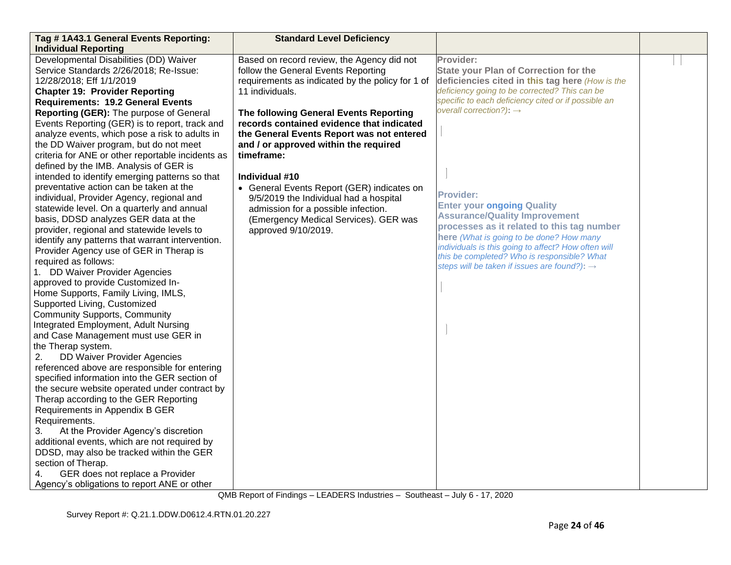| Tag # 1A43.1 General Events Reporting: Individual Reporting | Standard Level Deficiency | | |
|---|---|---|---|
| Developmental Disabilities (DD) Waiver Service Standards 2/26/2018; Re-Issue: 12/28/2018; Eff 1/1/2019<br>**Chapter 19: Provider Reporting Requirements: 19.2 General Events Reporting (GER):** The purpose of General Events Reporting (GER) is to report, track and analyze events, which pose a risk to adults in the DD Waiver program, but do not meet criteria for ANE or other reportable incidents as defined by the IMB. Analysis of GER is intended to identify emerging patterns so that preventative action can be taken at the individual, Provider Agency, regional and statewide level. On a quarterly and annual basis, DDSD analyzes GER data at the provider, regional and statewide levels to identify any patterns that warrant intervention. Provider Agency use of GER in Therap is required as follows:<br>1. DD Waiver Provider Agencies approved to provide Customized In-Home Supports, Family Living, IMLS, Supported Living, Customized Community Supports, Community Integrated Employment, Adult Nursing and Case Management must use GER in the Therap system.<br>2. DD Waiver Provider Agencies referenced above are responsible for entering specified information into the GER section of the secure website operated under contract by Therap according to the GER Reporting Requirements in Appendix B GER Requirements.<br>3. At the Provider Agency's discretion additional events, which are not required by DDSD, may also be tracked within the GER section of Therap.<br>4. GER does not replace a Provider Agency's obligations to report ANE or other | Based on record review, the Agency did not follow the General Events Reporting requirements as indicated by the policy for 1 of 11 individuals.<br><br>**The following General Events Reporting records contained evidence that indicated the General Events Report was not entered and / or approved within the required timeframe:**<br><br>**Individual #10**<br>• General Events Report (GER) indicates on 9/5/2019 the Individual had a hospital admission for a possible infection. (Emergency Medical Services). GER was approved 9/10/2019. | **Provider:**<br>**State your Plan of Correction for the deficiencies cited in this tag here** *(How is the deficiency going to be corrected? This can be specific to each deficiency cited or if possible an overall correction?)*: →<br><br>**Provider:**<br>**Enter your ongoing Quality Assurance/Quality Improvement processes as it related to this tag number here** *(What is going to be done? How many individuals is this going to affect? How often will this be completed? Who is responsible? What steps will be taken if issues are found?)*: → | |

QMB Report of Findings – LEADERS Industries – Southeast – July 6 - 17, 2020

Survey Report #: Q.21.1.DDW.D0612.4.RTN.01.20.227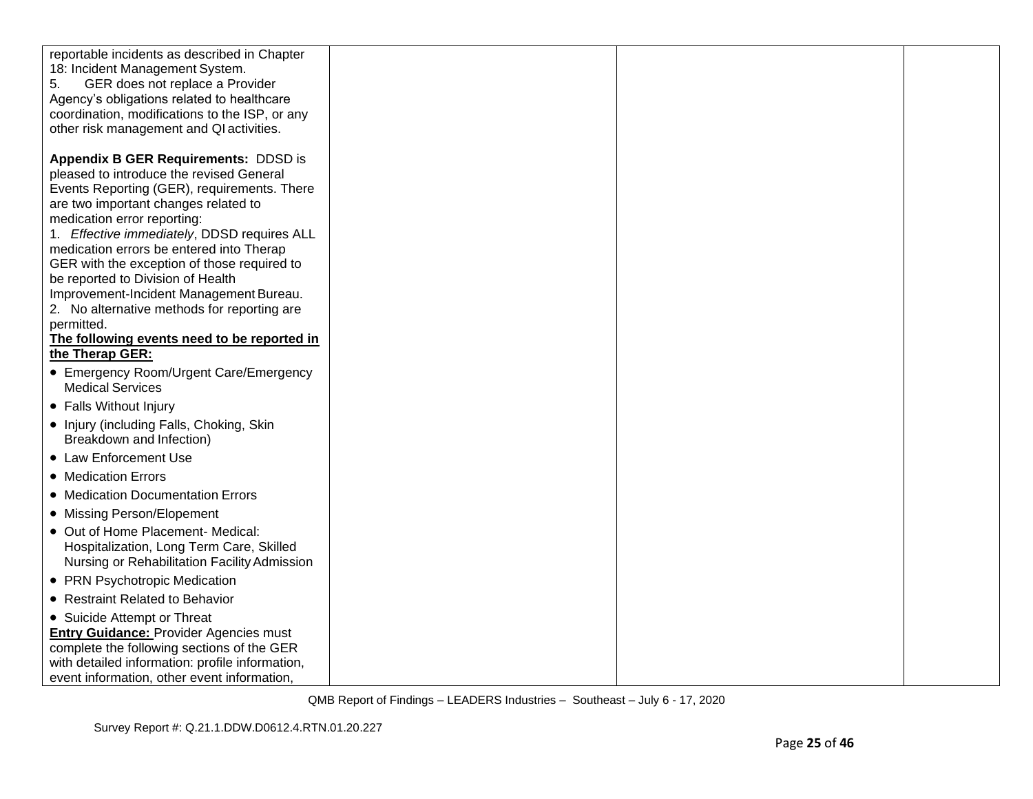| | | | |
|---|---|---|---|
| reportable incidents as described in Chapter 18: Incident Management System.<br>5. GER does not replace a Provider Agency's obligations related to healthcare coordination, modifications to the ISP, or any other risk management and QI activities.<br><br>**Appendix B GER Requirements:** DDSD is pleased to introduce the revised General Events Reporting (GER), requirements. There are two important changes related to medication error reporting:<br>1. *Effective immediately*, DDSD requires ALL medication errors be entered into Therap GER with the exception of those required to be reported to Division of Health Improvement-Incident Management Bureau.<br>2. No alternative methods for reporting are permitted.<br>**The following events need to be reported in the Therap GER:**<br>• Emergency Room/Urgent Care/Emergency Medical Services<br>• Falls Without Injury<br>• Injury (including Falls, Choking, Skin Breakdown and Infection)<br>• Law Enforcement Use<br>• Medication Errors<br>• Medication Documentation Errors<br>• Missing Person/Elopement<br>• Out of Home Placement- Medical: Hospitalization, Long Term Care, Skilled Nursing or Rehabilitation Facility Admission<br>• PRN Psychotropic Medication<br>• Restraint Related to Behavior<br>• Suicide Attempt or Threat<br>**Entry Guidance:** Provider Agencies must complete the following sections of the GER with detailed information: profile information, event information, other event information, | | | |

QMB Report of Findings – LEADERS Industries – Southeast – July 6 - 17, 2020

Survey Report #: Q.21.1.DDW.D0612.4.RTN.01.20.227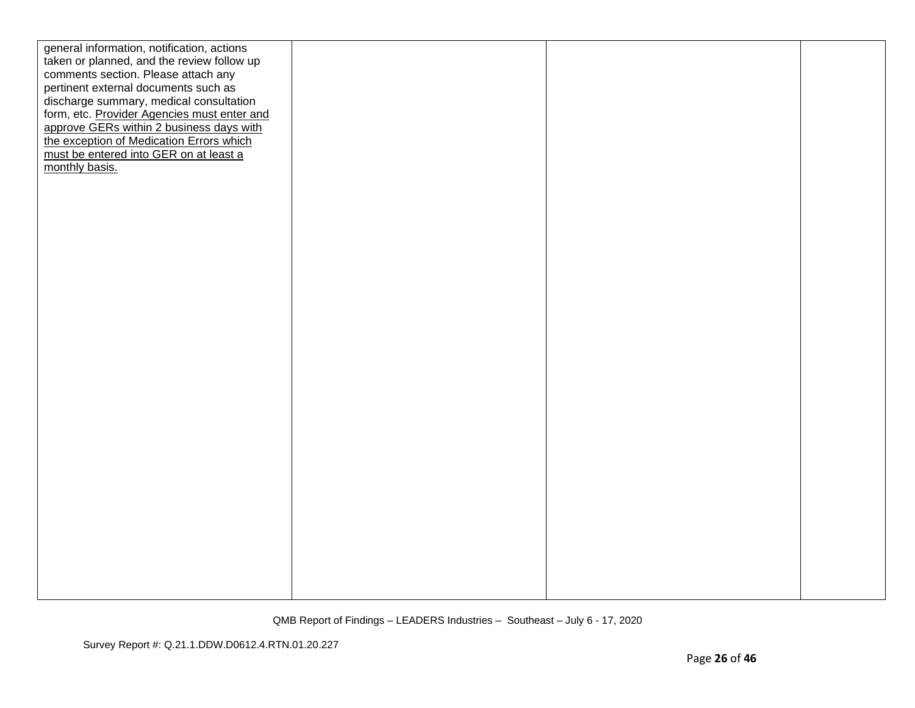| | | | |
|---|---|---|---|
| general information, notification, actions taken or planned, and the review follow up comments section. Please attach any pertinent external documents such as discharge summary, medical consultation form, etc. <u>Provider Agencies must enter and approve GERs within 2 business days with the exception of Medication Errors which must be entered into GER on at least a monthly basis.</u> | | | |

QMB Report of Findings – LEADERS Industries – Southeast – July 6 - 17, 2020

Survey Report #: Q.21.1.DDW.D0612.4.RTN.01.20.227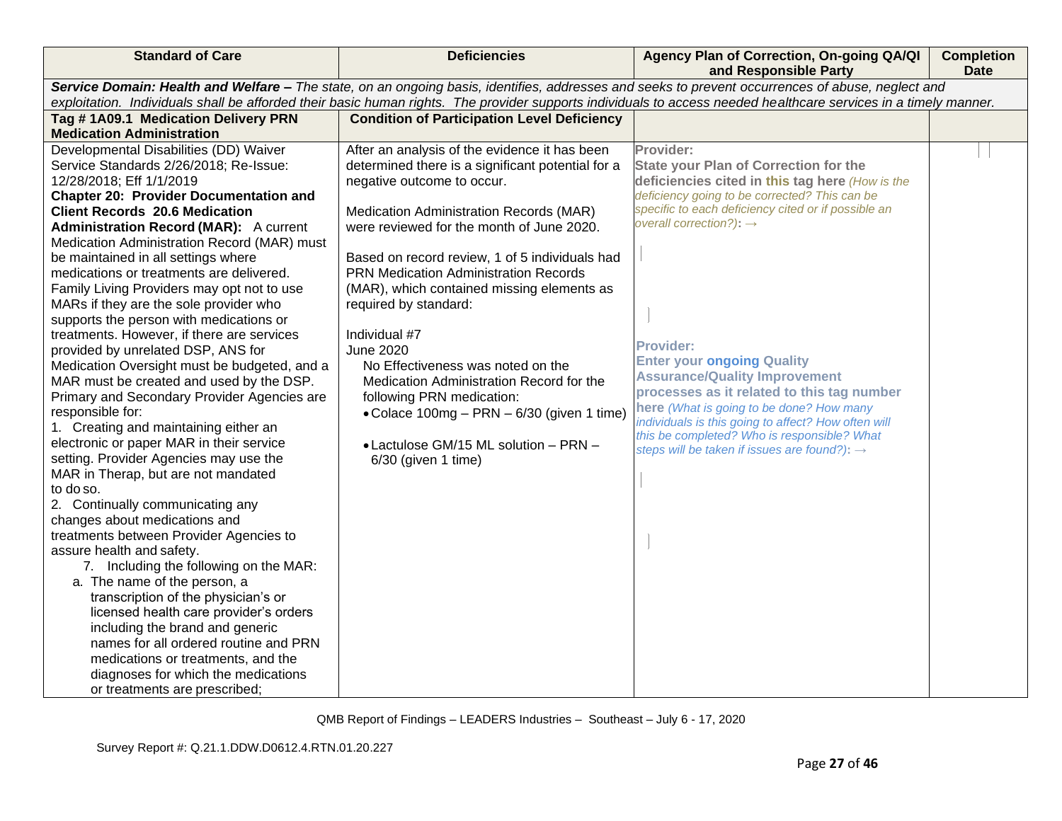| Standard of Care | Deficiencies | Agency Plan of Correction, On-going QA/QI and Responsible Party | Completion Date |
|---|---|---|---|
| ***Service Domain: Health and Welfare –** The state, on an ongoing basis, identifies, addresses and seeks to prevent occurrences of abuse, neglect and exploitation. Individuals shall be afforded their basic human rights. The provider supports individuals to access needed healthcare services in a timely manner.* | | | |
| **Tag # 1A09.1 Medication Delivery PRN Medication Administration** | **Condition of Participation Level Deficiency** | | |
| Developmental Disabilities (DD) Waiver Service Standards 2/26/2018; Re-Issue: 12/28/2018; Eff 1/1/2019<br>**Chapter 20: Provider Documentation and Client Records 20.6 Medication Administration Record (MAR):** A current Medication Administration Record (MAR) must be maintained in all settings where medications or treatments are delivered. Family Living Providers may opt not to use MARs if they are the sole provider who supports the person with medications or treatments. However, if there are services provided by unrelated DSP, ANS for Medication Oversight must be budgeted, and a MAR must be created and used by the DSP. Primary and Secondary Provider Agencies are responsible for:<br>1. Creating and maintaining either an electronic or paper MAR in their service setting. Provider Agencies may use the MAR in Therap, but are not mandated to do so.<br>2. Continually communicating any changes about medications and treatments between Provider Agencies to assure health and safety.<br>7. Including the following on the MAR:<br>a. The name of the person, a transcription of the physician's or licensed health care provider's orders including the brand and generic names for all ordered routine and PRN medications or treatments, and the diagnoses for which the medications or treatments are prescribed; | After an analysis of the evidence it has been determined there is a significant potential for a negative outcome to occur.<br><br>Medication Administration Records (MAR) were reviewed for the month of June 2020.<br><br>Based on record review, 1 of 5 individuals had PRN Medication Administration Records (MAR), which contained missing elements as required by standard:<br><br>Individual #7<br>June 2020<br>No Effectiveness was noted on the Medication Administration Record for the following PRN medication:<br>• Colace 100mg – PRN – 6/30 (given 1 time)<br>• Lactulose GM/15 ML solution – PRN – 6/30 (given 1 time) | **Provider:**<br>**State your Plan of Correction for the deficiencies cited in this tag here** *(How is the deficiency going to be corrected? This can be specific to each deficiency cited or if possible an overall correction?)*: →<br><br>**Provider:**<br>**Enter your ongoing Quality Assurance/Quality Improvement processes as it related to this tag number here** *(What is going to be done? How many individuals is this going to affect? How often will this be completed? Who is responsible? What steps will be taken if issues are found?)*: → | |

QMB Report of Findings – LEADERS Industries – Southeast – July 6 - 17, 2020

Survey Report #: Q.21.1.DDW.D0612.4.RTN.01.20.227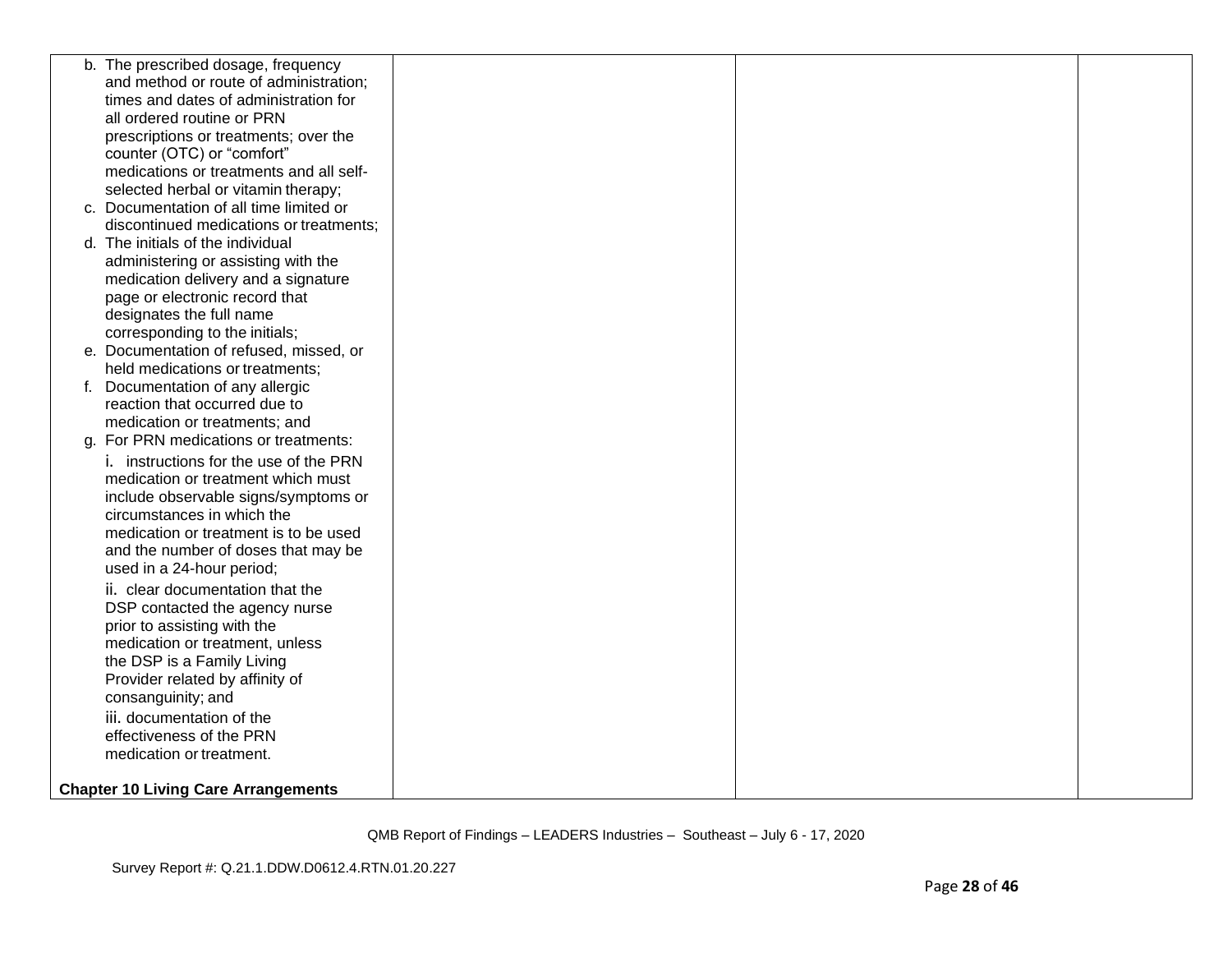| | | | |
|---|---|---|---|
| b. The prescribed dosage, frequency and method or route of administration; times and dates of administration for all ordered routine or PRN prescriptions or treatments; over the counter (OTC) or "comfort" medications or treatments and all self-selected herbal or vitamin therapy;<br>c. Documentation of all time limited or discontinued medications or treatments;<br>d. The initials of the individual administering or assisting with the medication delivery and a signature page or electronic record that designates the full name corresponding to the initials;<br>e. Documentation of refused, missed, or held medications or treatments;<br>f. Documentation of any allergic reaction that occurred due to medication or treatments; and<br>g. For PRN medications or treatments:<br>i. instructions for the use of the PRN medication or treatment which must include observable signs/symptoms or circumstances in which the medication or treatment is to be used and the number of doses that may be used in a 24-hour period;<br>ii. clear documentation that the DSP contacted the agency nurse prior to assisting with the medication or treatment, unless the DSP is a Family Living Provider related by affinity of consanguinity; and<br>iii. documentation of the effectiveness of the PRN medication or treatment.<br><br>**Chapter 10 Living Care Arrangements** | | | |

QMB Report of Findings – LEADERS Industries – Southeast – July 6 - 17, 2020

Survey Report #: Q.21.1.DDW.D0612.4.RTN.01.20.227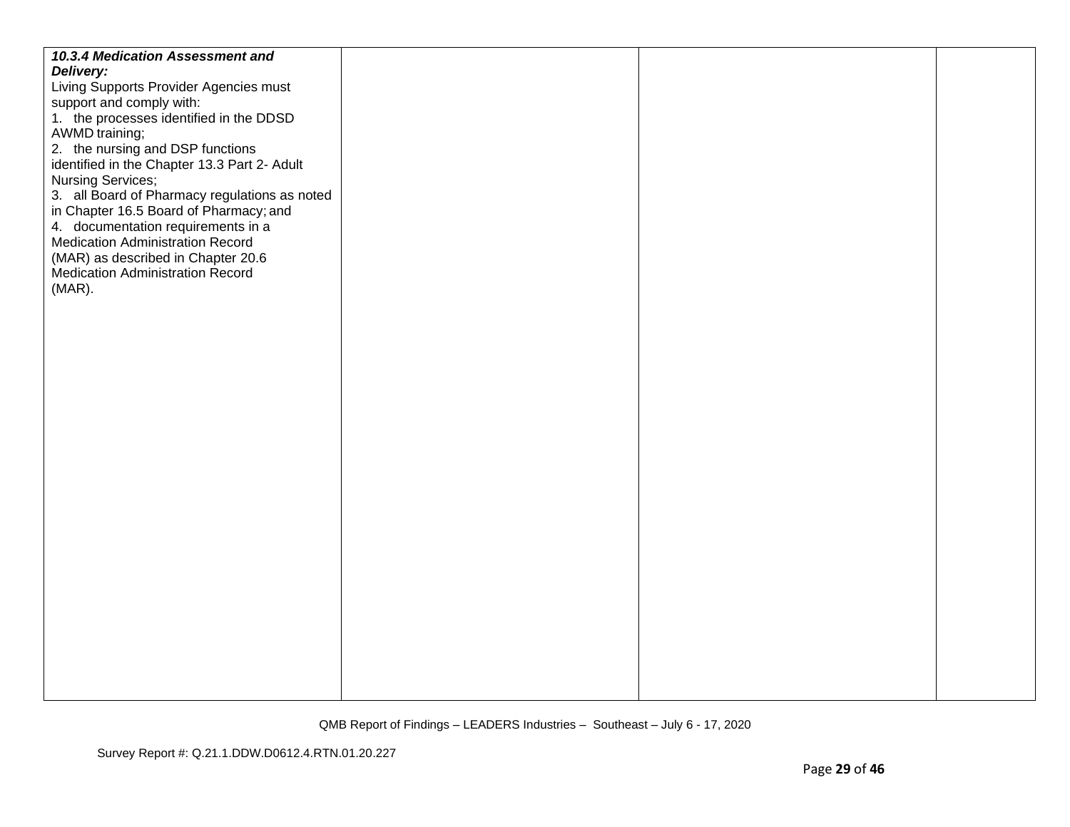| | | | |
|---|---|---|---|
| ***10.3.4 Medication Assessment and Delivery:*** Living Supports Provider Agencies must support and comply with: 1. the processes identified in the DDSD AWMD training; 2. the nursing and DSP functions identified in the Chapter 13.3 Part 2- Adult Nursing Services; 3. all Board of Pharmacy regulations as noted in Chapter 16.5 Board of Pharmacy; and 4. documentation requirements in a Medication Administration Record (MAR) as described in Chapter 20.6 Medication Administration Record (MAR). | | | |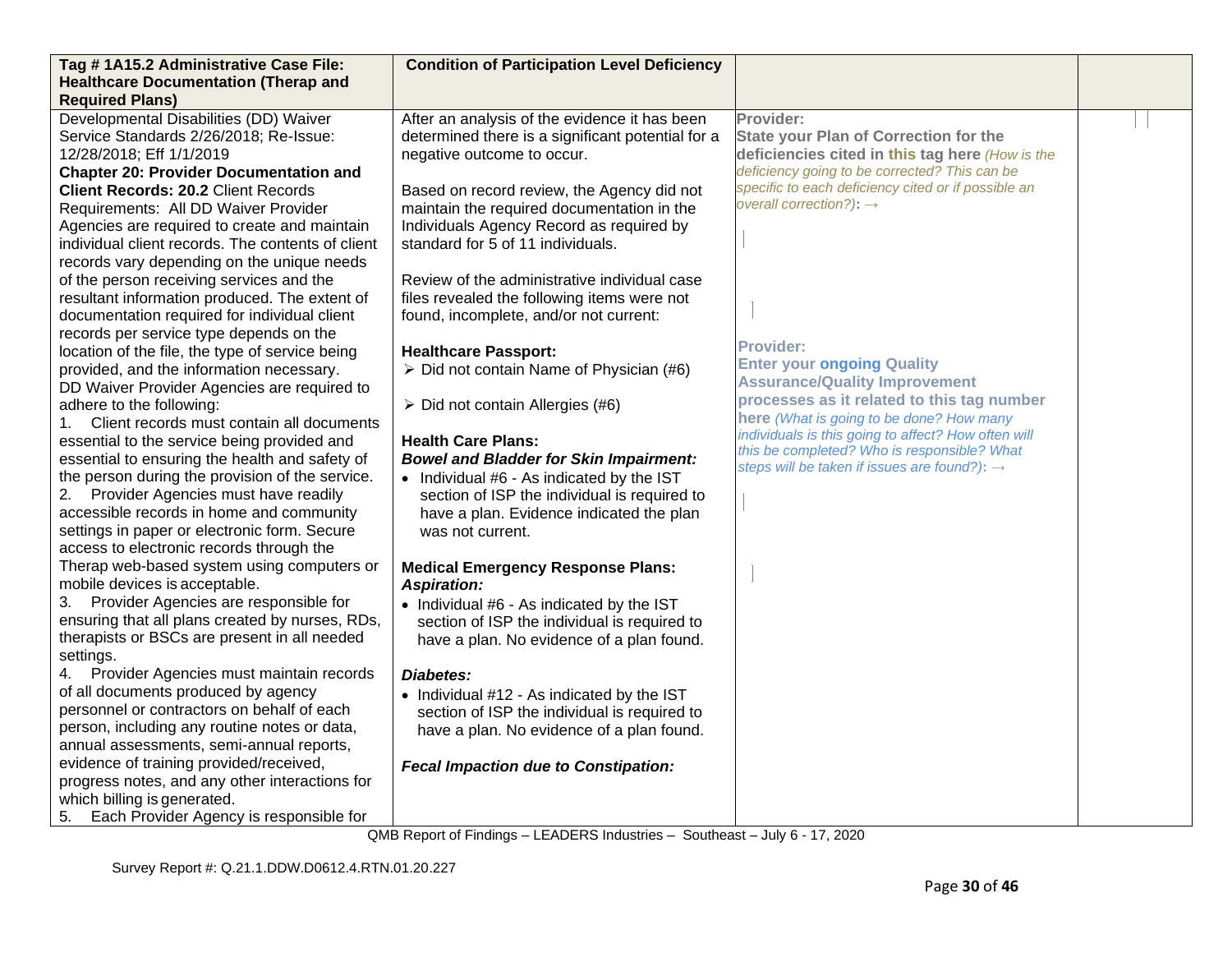| Tag # 1A15.2 Administrative Case File: Healthcare Documentation (Therap and Required Plans) | Condition of Participation Level Deficiency | | |
|---|---|---|---|
| Developmental Disabilities (DD) Waiver Service Standards 2/26/2018; Re-Issue: 12/28/2018; Eff 1/1/2019<br>**Chapter 20: Provider Documentation and Client Records: 20.2** Client Records Requirements: All DD Waiver Provider Agencies are required to create and maintain individual client records. The contents of client records vary depending on the unique needs of the person receiving services and the resultant information produced. The extent of documentation required for individual client records per service type depends on the location of the file, the type of service being provided, and the information necessary.<br>DD Waiver Provider Agencies are required to adhere to the following:<br>1. Client records must contain all documents essential to the service being provided and essential to ensuring the health and safety of the person during the provision of the service.<br>2. Provider Agencies must have readily accessible records in home and community settings in paper or electronic form. Secure access to electronic records through the Therap web-based system using computers or mobile devices is acceptable.<br>3. Provider Agencies are responsible for ensuring that all plans created by nurses, RDs, therapists or BSCs are present in all needed settings.<br>4. Provider Agencies must maintain records of all documents produced by agency personnel or contractors on behalf of each person, including any routine notes or data, annual assessments, semi-annual reports, evidence of training provided/received, progress notes, and any other interactions for which billing is generated.<br>5. Each Provider Agency is responsible for | After an analysis of the evidence it has been determined there is a significant potential for a negative outcome to occur.<br><br>Based on record review, the Agency did not maintain the required documentation in the Individuals Agency Record as required by standard for 5 of 11 individuals.<br><br>Review of the administrative individual case files revealed the following items were not found, incomplete, and/or not current:<br><br>**Healthcare Passport:**<br>➢ Did not contain Name of Physician (#6)<br>➢ Did not contain Allergies (#6)<br><br>**Health Care Plans:**<br>***Bowel and Bladder for Skin Impairment:***<br>• Individual #6 - As indicated by the IST section of ISP the individual is required to have a plan. Evidence indicated the plan was not current.<br><br>**Medical Emergency Response Plans:**<br>***Aspiration:***<br>• Individual #6 - As indicated by the IST section of ISP the individual is required to have a plan. No evidence of a plan found.<br><br>***Diabetes:***<br>• Individual #12 - As indicated by the IST section of ISP the individual is required to have a plan. No evidence of a plan found.<br><br>***Fecal Impaction due to Constipation:*** | **Provider:**<br>**State your Plan of Correction for the deficiencies cited in this tag here** *(How is the deficiency going to be corrected? This can be specific to each deficiency cited or if possible an overall correction?)*: →<br><br>**Provider:**<br>**Enter your ongoing Quality Assurance/Quality Improvement processes as it related to this tag number here** *(What is going to be done? How many individuals is this going to affect? How often will this be completed? Who is responsible? What steps will be taken if issues are found?)*: → | |

QMB Report of Findings – LEADERS Industries – Southeast – July 6 - 17, 2020

Survey Report #: Q.21.1.DDW.D0612.4.RTN.01.20.227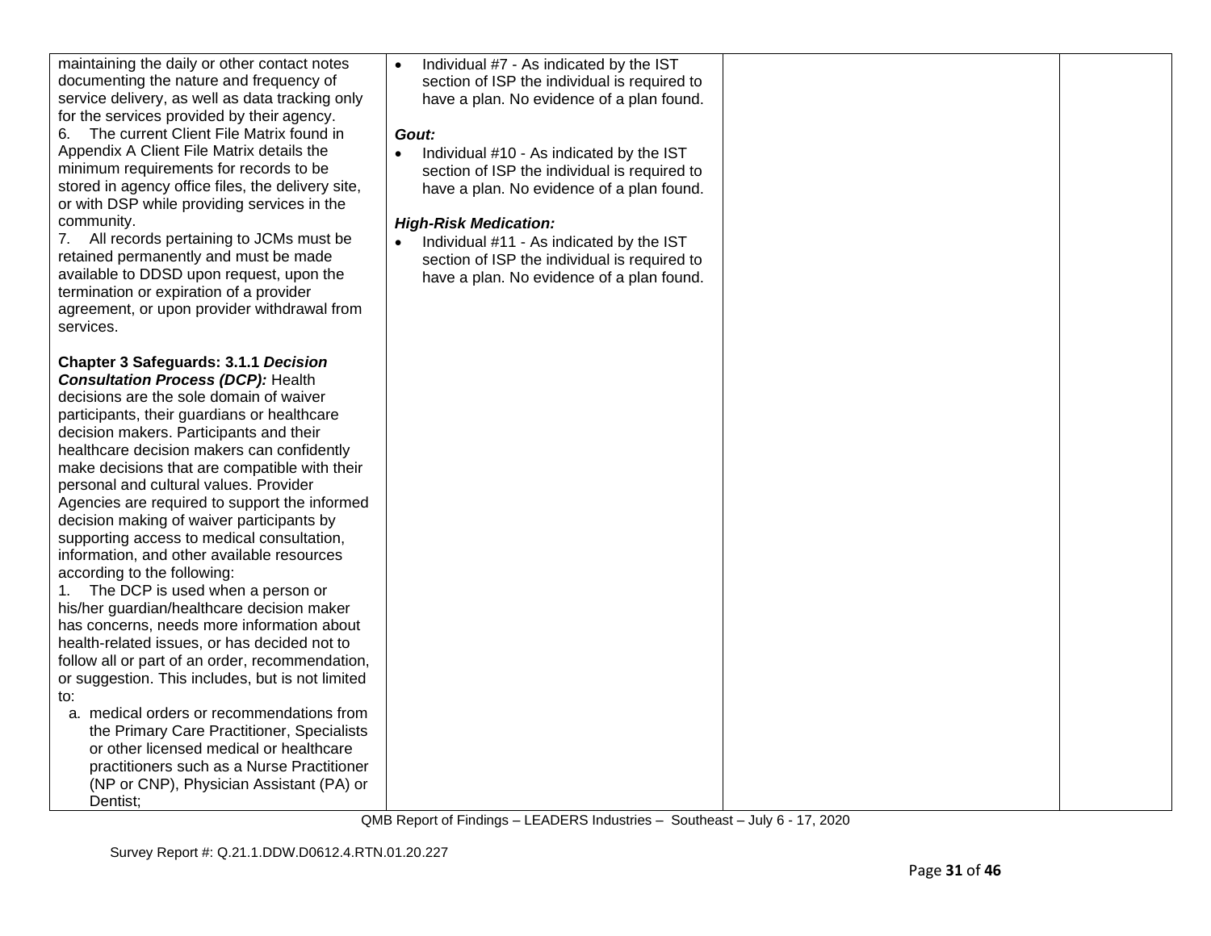| | | | |
|---|---|---|---|
| maintaining the daily or other contact notes documenting the nature and frequency of service delivery, as well as data tracking only for the services provided by their agency.<br>6. The current Client File Matrix found in Appendix A Client File Matrix details the minimum requirements for records to be stored in agency office files, the delivery site, or with DSP while providing services in the community.<br>7. All records pertaining to JCMs must be retained permanently and must be made available to DDSD upon request, upon the termination or expiration of a provider agreement, or upon provider withdrawal from services.<br><br>**Chapter 3 Safeguards: 3.1.1 *Decision Consultation Process (DCP):*** Health decisions are the sole domain of waiver participants, their guardians or healthcare decision makers. Participants and their healthcare decision makers can confidently make decisions that are compatible with their personal and cultural values. Provider Agencies are required to support the informed decision making of waiver participants by supporting access to medical consultation, information, and other available resources according to the following:<br>1. The DCP is used when a person or his/her guardian/healthcare decision maker has concerns, needs more information about health-related issues, or has decided not to follow all or part of an order, recommendation, or suggestion. This includes, but is not limited to:<br>a. medical orders or recommendations from the Primary Care Practitioner, Specialists or other licensed medical or healthcare practitioners such as a Nurse Practitioner (NP or CNP), Physician Assistant (PA) or Dentist; | • Individual #7 - As indicated by the IST section of ISP the individual is required to have a plan. No evidence of a plan found.<br><br>***Gout:***<br>• Individual #10 - As indicated by the IST section of ISP the individual is required to have a plan. No evidence of a plan found.<br><br>***High-Risk Medication:***<br>• Individual #11 - As indicated by the IST section of ISP the individual is required to have a plan. No evidence of a plan found. | | |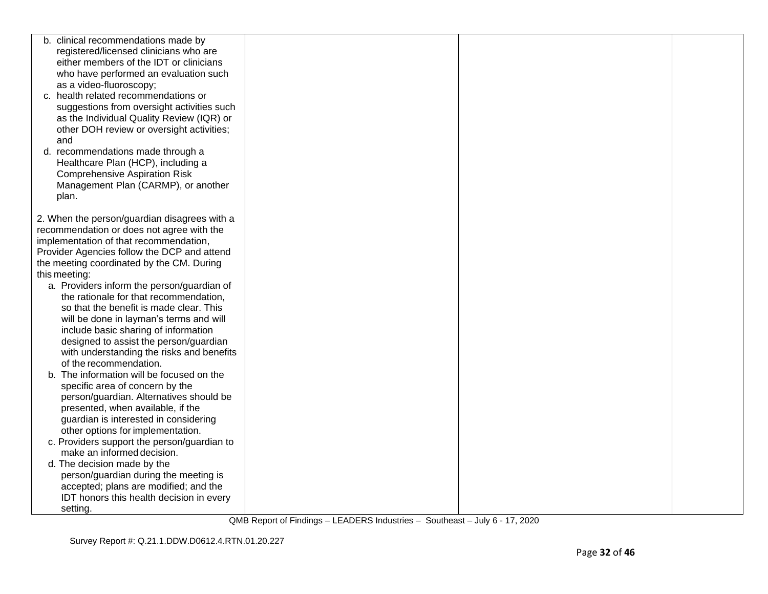| | | | |
|---|---|---|---|
| b. clinical recommendations made by registered/licensed clinicians who are either members of the IDT or clinicians who have performed an evaluation such as a video-fluoroscopy;<br>c. health related recommendations or suggestions from oversight activities such as the Individual Quality Review (IQR) or other DOH review or oversight activities; and<br>d. recommendations made through a Healthcare Plan (HCP), including a Comprehensive Aspiration Risk Management Plan (CARMP), or another plan.<br><br>2. When the person/guardian disagrees with a recommendation or does not agree with the implementation of that recommendation, Provider Agencies follow the DCP and attend the meeting coordinated by the CM. During this meeting:<br>a. Providers inform the person/guardian of the rationale for that recommendation, so that the benefit is made clear. This will be done in layman's terms and will include basic sharing of information designed to assist the person/guardian with understanding the risks and benefits of the recommendation.<br>b. The information will be focused on the specific area of concern by the person/guardian. Alternatives should be presented, when available, if the guardian is interested in considering other options for implementation.<br>c. Providers support the person/guardian to make an informed decision.<br>d. The decision made by the person/guardian during the meeting is accepted; plans are modified; and the IDT honors this health decision in every setting. | | | |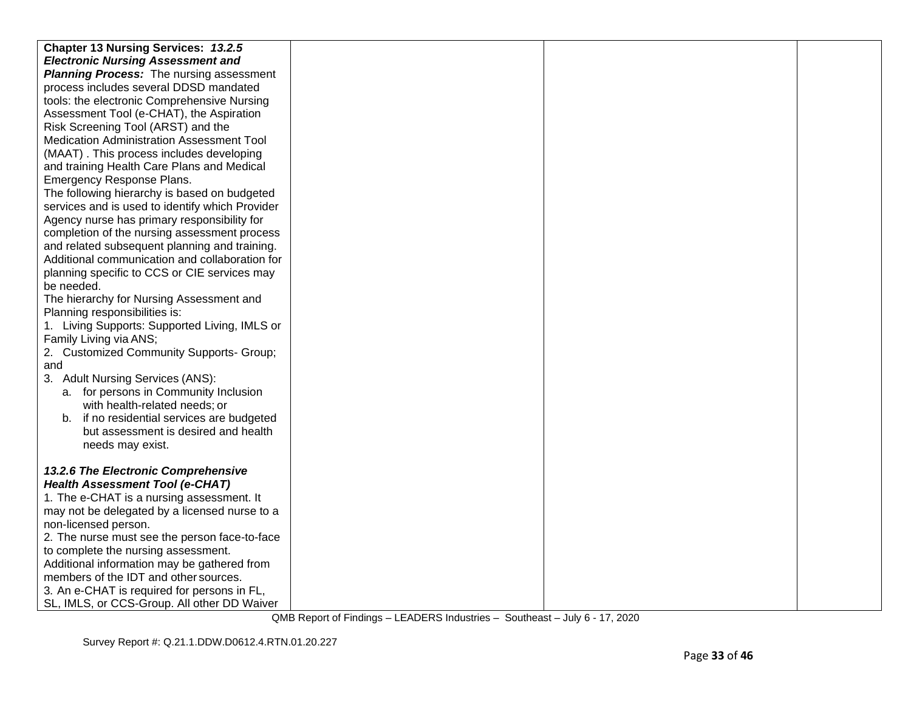| | | | |
|---|---|---|---|
| **Chapter 13 Nursing Services:** ***13.2.5 Electronic Nursing Assessment and Planning Process:*** The nursing assessment process includes several DDSD mandated tools: the electronic Comprehensive Nursing Assessment Tool (e-CHAT), the Aspiration Risk Screening Tool (ARST) and the Medication Administration Assessment Tool (MAAT) . This process includes developing and training Health Care Plans and Medical Emergency Response Plans.<br>The following hierarchy is based on budgeted services and is used to identify which Provider Agency nurse has primary responsibility for completion of the nursing assessment process and related subsequent planning and training. Additional communication and collaboration for planning specific to CCS or CIE services may be needed.<br>The hierarchy for Nursing Assessment and Planning responsibilities is:<br>1. Living Supports: Supported Living, IMLS or Family Living via ANS;<br>2. Customized Community Supports- Group; and<br>3. Adult Nursing Services (ANS):<br>a. for persons in Community Inclusion with health-related needs; or<br>b. if no residential services are budgeted but assessment is desired and health needs may exist.<br><br>***13.2.6 The Electronic Comprehensive Health Assessment Tool (e-CHAT)***<br>1. The e-CHAT is a nursing assessment. It may not be delegated by a licensed nurse to a non-licensed person.<br>2. The nurse must see the person face-to-face to complete the nursing assessment. Additional information may be gathered from members of the IDT and other sources.<br>3. An e-CHAT is required for persons in FL, SL, IMLS, or CCS-Group. All other DD Waiver | | | |

QMB Report of Findings – LEADERS Industries – Southeast – July 6 - 17, 2020

Survey Report #: Q.21.1.DDW.D0612.4.RTN.01.20.227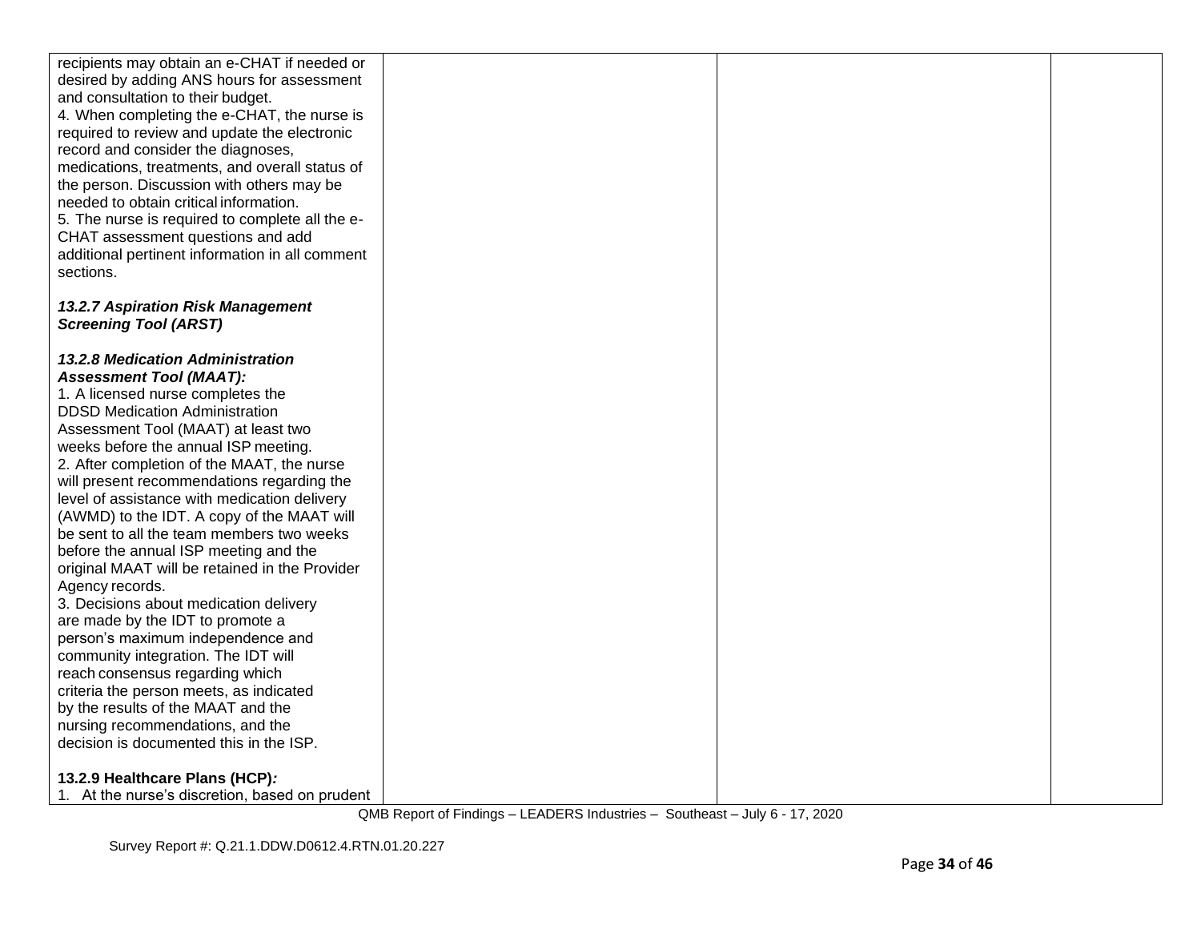| | | | |
|---|---|---|---|
| recipients may obtain an e-CHAT if needed or desired by adding ANS hours for assessment and consultation to their budget.<br>4. When completing the e-CHAT, the nurse is required to review and update the electronic record and consider the diagnoses, medications, treatments, and overall status of the person. Discussion with others may be needed to obtain critical information.<br>5. The nurse is required to complete all the e-CHAT assessment questions and add additional pertinent information in all comment sections.<br><br>***13.2.7 Aspiration Risk Management Screening Tool (ARST)***<br><br>***13.2.8 Medication Administration Assessment Tool (MAAT):***<br>1. A licensed nurse completes the DDSD Medication Administration Assessment Tool (MAAT) at least two weeks before the annual ISP meeting.<br>2. After completion of the MAAT, the nurse will present recommendations regarding the level of assistance with medication delivery (AWMD) to the IDT. A copy of the MAAT will be sent to all the team members two weeks before the annual ISP meeting and the original MAAT will be retained in the Provider Agency records.<br>3. Decisions about medication delivery are made by the IDT to promote a person's maximum independence and community integration. The IDT will reach consensus regarding which criteria the person meets, as indicated by the results of the MAAT and the nursing recommendations, and the decision is documented this in the ISP.<br><br>**13.2.9 Healthcare Plans (HCP)*:***<br>1. At the nurse's discretion, based on prudent | | | |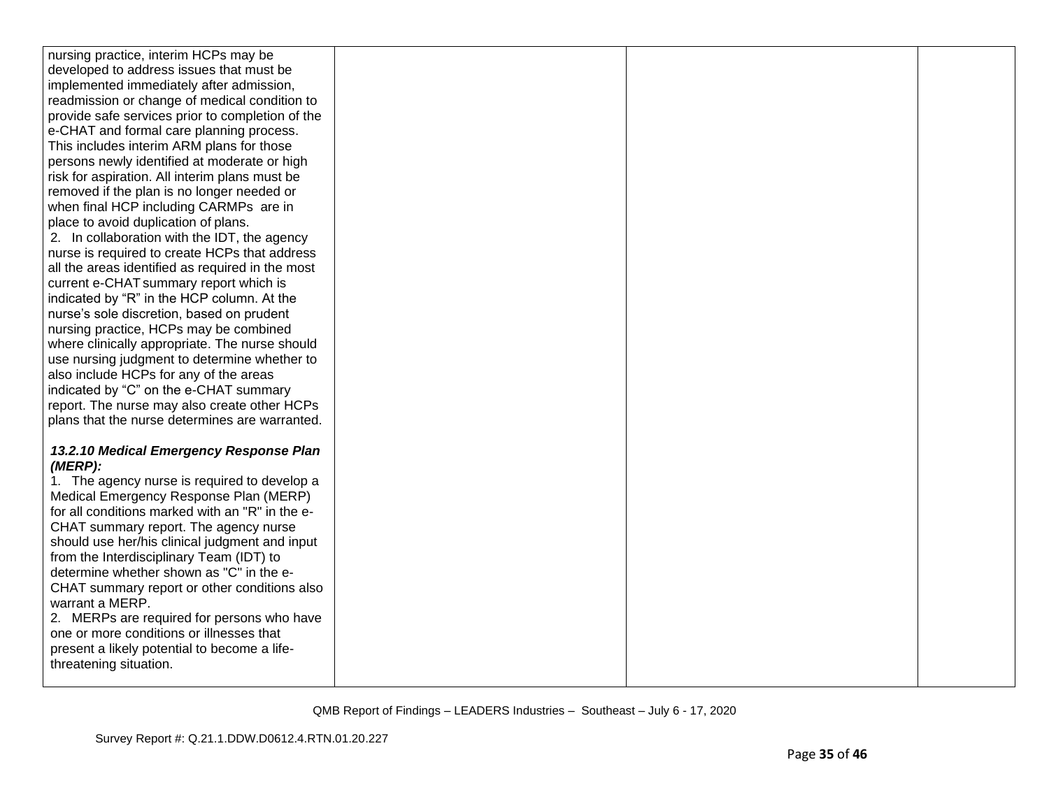| | | | |
|---|---|---|---|
| nursing practice, interim HCPs may be developed to address issues that must be implemented immediately after admission, readmission or change of medical condition to provide safe services prior to completion of the e-CHAT and formal care planning process. This includes interim ARM plans for those persons newly identified at moderate or high risk for aspiration. All interim plans must be removed if the plan is no longer needed or when final HCP including CARMPs are in place to avoid duplication of plans.<br>2. In collaboration with the IDT, the agency nurse is required to create HCPs that address all the areas identified as required in the most current e-CHAT summary report which is indicated by "R" in the HCP column. At the nurse's sole discretion, based on prudent nursing practice, HCPs may be combined where clinically appropriate. The nurse should use nursing judgment to determine whether to also include HCPs for any of the areas indicated by "C" on the e-CHAT summary report. The nurse may also create other HCPs plans that the nurse determines are warranted.<br><br>***13.2.10 Medical Emergency Response Plan (MERP):***<br>1. The agency nurse is required to develop a Medical Emergency Response Plan (MERP) for all conditions marked with an "R" in the e-CHAT summary report. The agency nurse should use her/his clinical judgment and input from the Interdisciplinary Team (IDT) to determine whether shown as "C" in the e-CHAT summary report or other conditions also warrant a MERP.<br>2. MERPs are required for persons who have one or more conditions or illnesses that present a likely potential to become a life-threatening situation. | | | |

QMB Report of Findings – LEADERS Industries – Southeast – July 6 - 17, 2020

Survey Report #: Q.21.1.DDW.D0612.4.RTN.01.20.227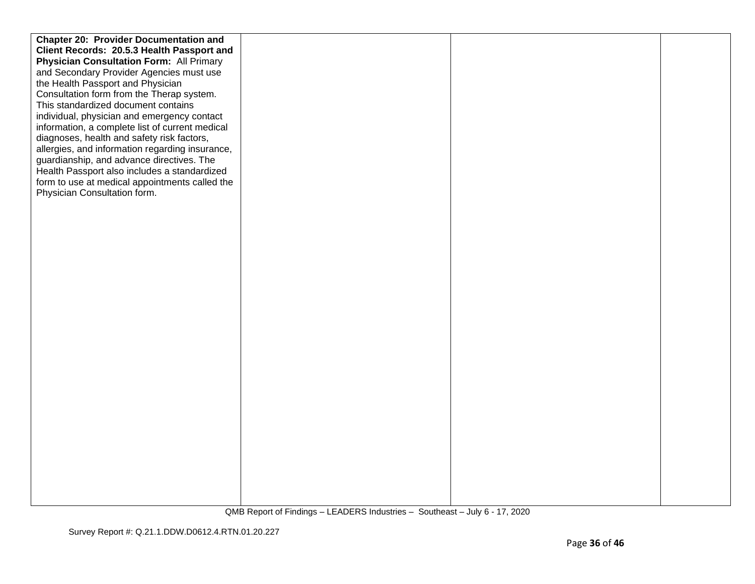| | | | |
|---|---|---|---|
| **Chapter 20: Provider Documentation and Client Records: 20.5.3 Health Passport and Physician Consultation Form:** All Primary and Secondary Provider Agencies must use the Health Passport and Physician Consultation form from the Therap system. This standardized document contains individual, physician and emergency contact information, a complete list of current medical diagnoses, health and safety risk factors, allergies, and information regarding insurance, guardianship, and advance directives. The Health Passport also includes a standardized form to use at medical appointments called the Physician Consultation form. | | | |

QMB Report of Findings – LEADERS Industries – Southeast – July 6 - 17, 2020

Survey Report #: Q.21.1.DDW.D0612.4.RTN.01.20.227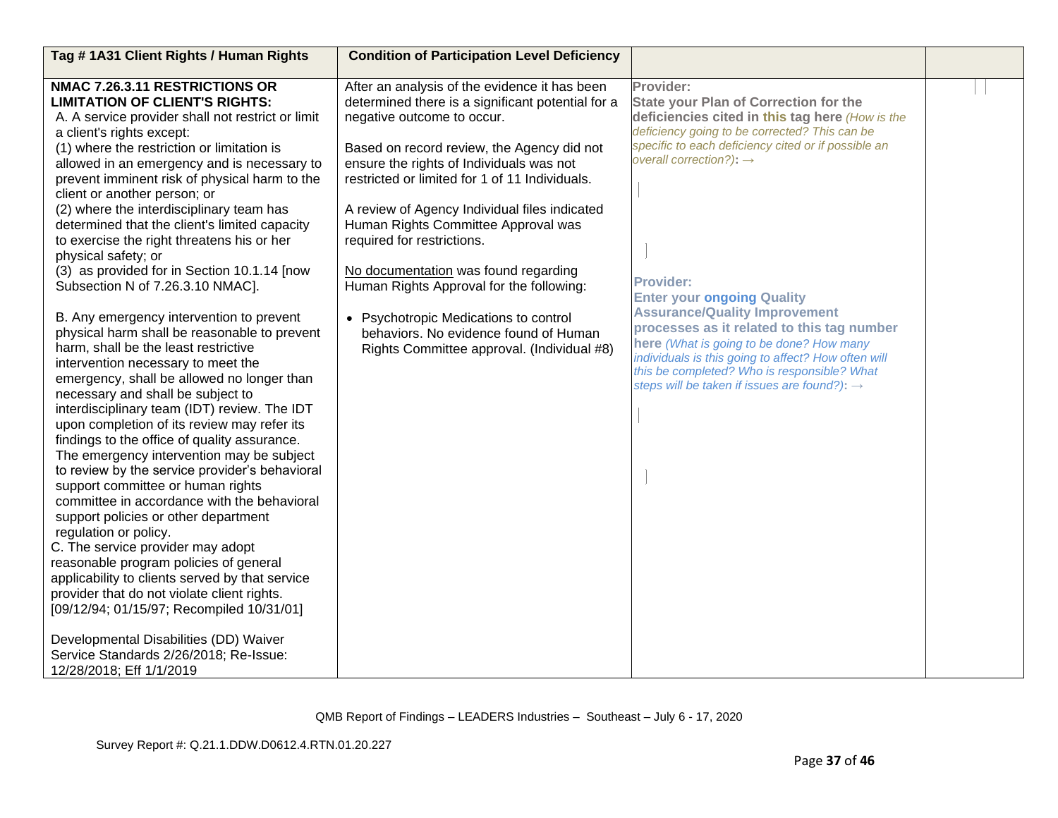| Tag # 1A31 Client Rights / Human Rights | Condition of Participation Level Deficiency | | |
|---|---|---|---|
| **NMAC 7.26.3.11 RESTRICTIONS OR LIMITATION OF CLIENT'S RIGHTS:**<br>A. A service provider shall not restrict or limit a client's rights except:<br>(1) where the restriction or limitation is allowed in an emergency and is necessary to prevent imminent risk of physical harm to the client or another person; or<br>(2) where the interdisciplinary team has determined that the client's limited capacity to exercise the right threatens his or her physical safety; or<br>(3) as provided for in Section 10.1.14 [now Subsection N of 7.26.3.10 NMAC].<br><br>B. Any emergency intervention to prevent physical harm shall be reasonable to prevent harm, shall be the least restrictive intervention necessary to meet the emergency, shall be allowed no longer than necessary and shall be subject to interdisciplinary team (IDT) review. The IDT upon completion of its review may refer its findings to the office of quality assurance. The emergency intervention may be subject to review by the service provider's behavioral support committee or human rights committee in accordance with the behavioral support policies or other department regulation or policy.<br>C. The service provider may adopt reasonable program policies of general applicability to clients served by that service provider that do not violate client rights. [09/12/94; 01/15/97; Recompiled 10/31/01]<br><br>Developmental Disabilities (DD) Waiver Service Standards 2/26/2018; Re-Issue: 12/28/2018; Eff 1/1/2019 | After an analysis of the evidence it has been determined there is a significant potential for a negative outcome to occur.<br><br>Based on record review, the Agency did not ensure the rights of Individuals was not restricted or limited for 1 of 11 Individuals.<br><br>A review of Agency Individual files indicated Human Rights Committee Approval was required for restrictions.<br><br>No documentation was found regarding Human Rights Approval for the following:<br><br>• Psychotropic Medications to control behaviors. No evidence found of Human Rights Committee approval. (Individual #8) | **Provider:**<br>**State your Plan of Correction for the deficiencies cited in this tag here** *(How is the deficiency going to be corrected? This can be specific to each deficiency cited or if possible an overall correction?)*: →<br><br>**Provider:**<br>**Enter your ongoing Quality Assurance/Quality Improvement processes as it related to this tag number here** *(What is going to be done? How many individuals is this going to affect? How often will this be completed? Who is responsible? What steps will be taken if issues are found?)*: → | |

QMB Report of Findings – LEADERS Industries – Southeast – July 6 - 17, 2020

Survey Report #: Q.21.1.DDW.D0612.4.RTN.01.20.227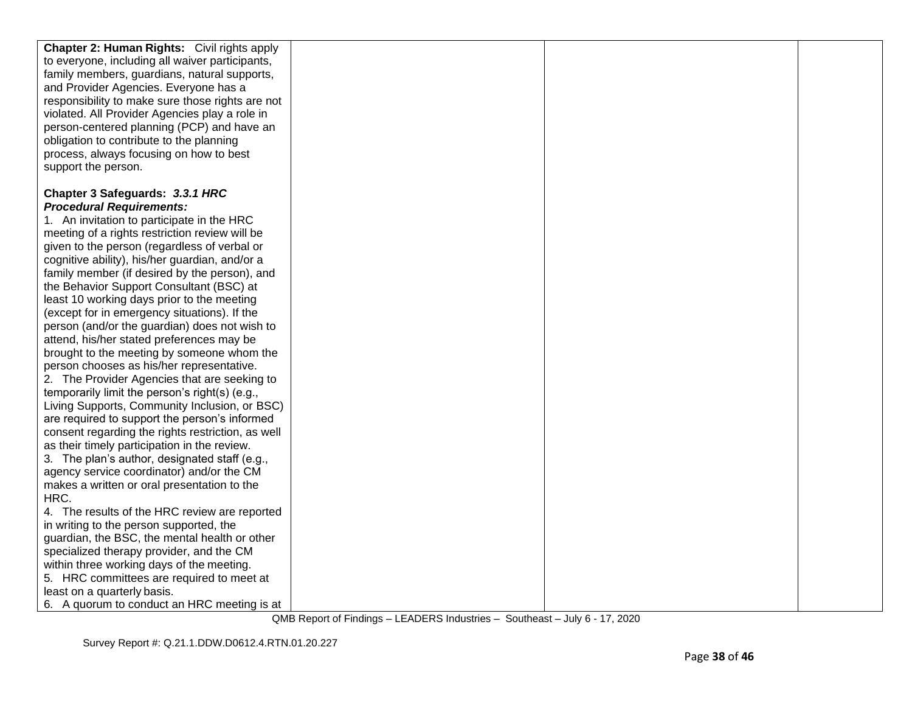| | | | |
|---|---|---|---|
| **Chapter 2: Human Rights:** Civil rights apply to everyone, including all waiver participants, family members, guardians, natural supports, and Provider Agencies. Everyone has a responsibility to make sure those rights are not violated. All Provider Agencies play a role in person-centered planning (PCP) and have an obligation to contribute to the planning process, always focusing on how to best support the person.<br><br>**Chapter 3 Safeguards:** ***3.3.1 HRC Procedural Requirements:***<br>1. An invitation to participate in the HRC meeting of a rights restriction review will be given to the person (regardless of verbal or cognitive ability), his/her guardian, and/or a family member (if desired by the person), and the Behavior Support Consultant (BSC) at least 10 working days prior to the meeting (except for in emergency situations). If the person (and/or the guardian) does not wish to attend, his/her stated preferences may be brought to the meeting by someone whom the person chooses as his/her representative.<br>2. The Provider Agencies that are seeking to temporarily limit the person's right(s) (e.g., Living Supports, Community Inclusion, or BSC) are required to support the person's informed consent regarding the rights restriction, as well as their timely participation in the review.<br>3. The plan's author, designated staff (e.g., agency service coordinator) and/or the CM makes a written or oral presentation to the HRC.<br>4. The results of the HRC review are reported in writing to the person supported, the guardian, the BSC, the mental health or other specialized therapy provider, and the CM within three working days of the meeting.<br>5. HRC committees are required to meet at least on a quarterly basis.<br>6. A quorum to conduct an HRC meeting is at | | | |

QMB Report of Findings – LEADERS Industries – Southeast – July 6 - 17, 2020

Survey Report #: Q.21.1.DDW.D0612.4.RTN.01.20.227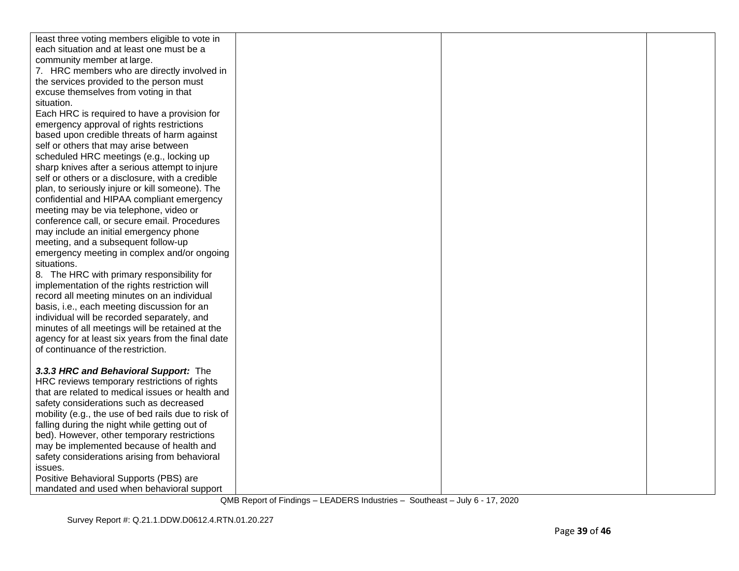| | | | |
|---|---|---|---|
| least three voting members eligible to vote in each situation and at least one must be a community member at large.<br>7. HRC members who are directly involved in the services provided to the person must excuse themselves from voting in that situation.<br>Each HRC is required to have a provision for emergency approval of rights restrictions based upon credible threats of harm against self or others that may arise between scheduled HRC meetings (e.g., locking up sharp knives after a serious attempt to injure self or others or a disclosure, with a credible plan, to seriously injure or kill someone). The confidential and HIPAA compliant emergency meeting may be via telephone, video or conference call, or secure email. Procedures may include an initial emergency phone meeting, and a subsequent follow-up emergency meeting in complex and/or ongoing situations.<br>8. The HRC with primary responsibility for implementation of the rights restriction will record all meeting minutes on an individual basis, i.e., each meeting discussion for an individual will be recorded separately, and minutes of all meetings will be retained at the agency for at least six years from the final date of continuance of the restriction.<br><br>***3.3.3 HRC and Behavioral Support:*** The HRC reviews temporary restrictions of rights that are related to medical issues or health and safety considerations such as decreased mobility (e.g., the use of bed rails due to risk of falling during the night while getting out of bed). However, other temporary restrictions may be implemented because of health and safety considerations arising from behavioral issues.<br>Positive Behavioral Supports (PBS) are mandated and used when behavioral support | | | |

QMB Report of Findings – LEADERS Industries – Southeast – July 6 - 17, 2020

Survey Report #: Q.21.1.DDW.D0612.4.RTN.01.20.227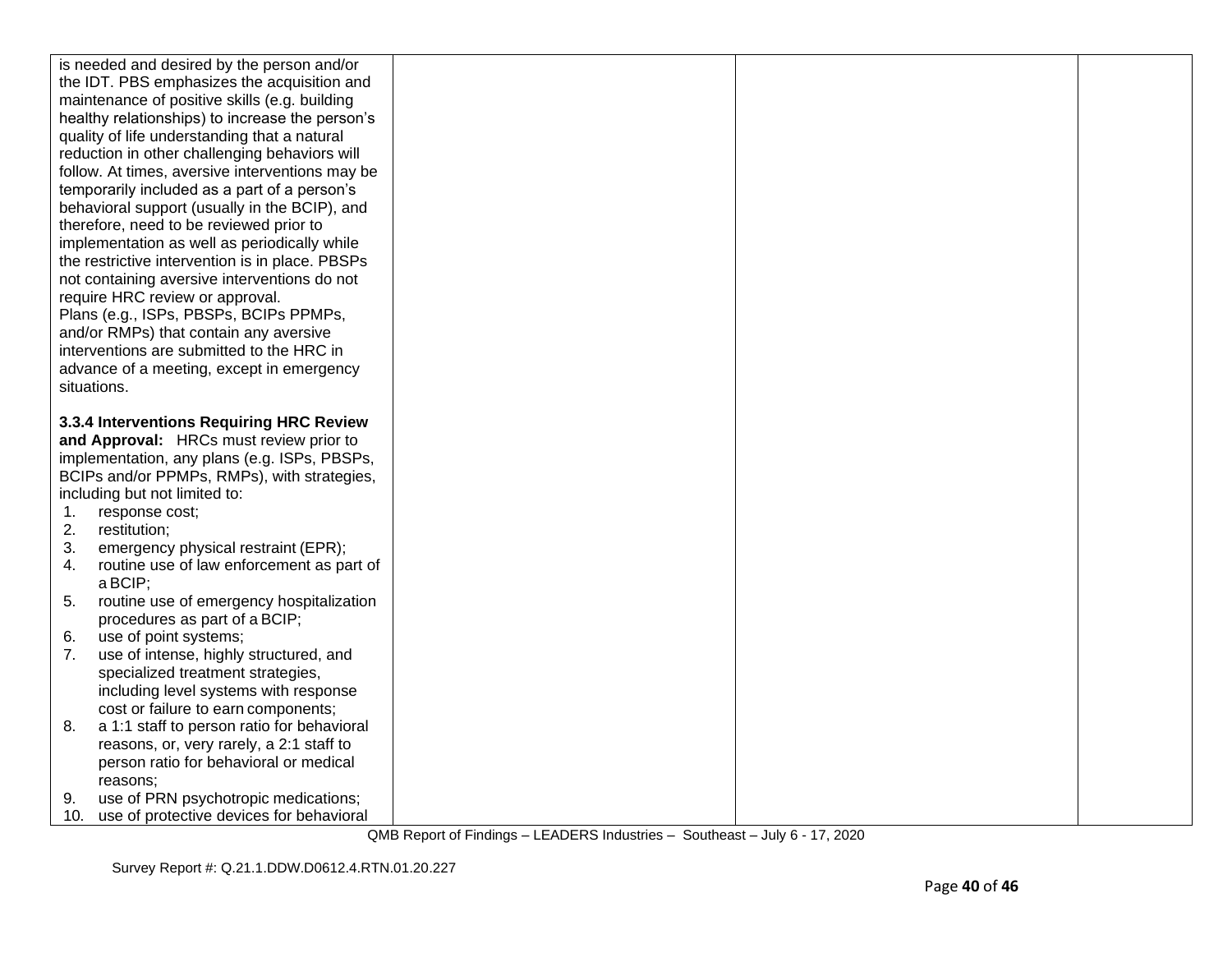| | | | |
|---|---|---|---|
| is needed and desired by the person and/or the IDT. PBS emphasizes the acquisition and maintenance of positive skills (e.g. building healthy relationships) to increase the person's quality of life understanding that a natural reduction in other challenging behaviors will follow. At times, aversive interventions may be temporarily included as a part of a person's behavioral support (usually in the BCIP), and therefore, need to be reviewed prior to implementation as well as periodically while the restrictive intervention is in place. PBSPs not containing aversive interventions do not require HRC review or approval.<br>Plans (e.g., ISPs, PBSPs, BCIPs PPMPs, and/or RMPs) that contain any aversive interventions are submitted to the HRC in advance of a meeting, except in emergency situations.<br><br>**3.3.4 Interventions Requiring HRC Review and Approval:** HRCs must review prior to implementation, any plans (e.g. ISPs, PBSPs, BCIPs and/or PPMPs, RMPs), with strategies, including but not limited to:<br>1. response cost;<br>2. restitution;<br>3. emergency physical restraint (EPR);<br>4. routine use of law enforcement as part of a BCIP;<br>5. routine use of emergency hospitalization procedures as part of a BCIP;<br>6. use of point systems;<br>7. use of intense, highly structured, and specialized treatment strategies, including level systems with response cost or failure to earn components;<br>8. a 1:1 staff to person ratio for behavioral reasons, or, very rarely, a 2:1 staff to person ratio for behavioral or medical reasons;<br>9. use of PRN psychotropic medications;<br>10. use of protective devices for behavioral | | | |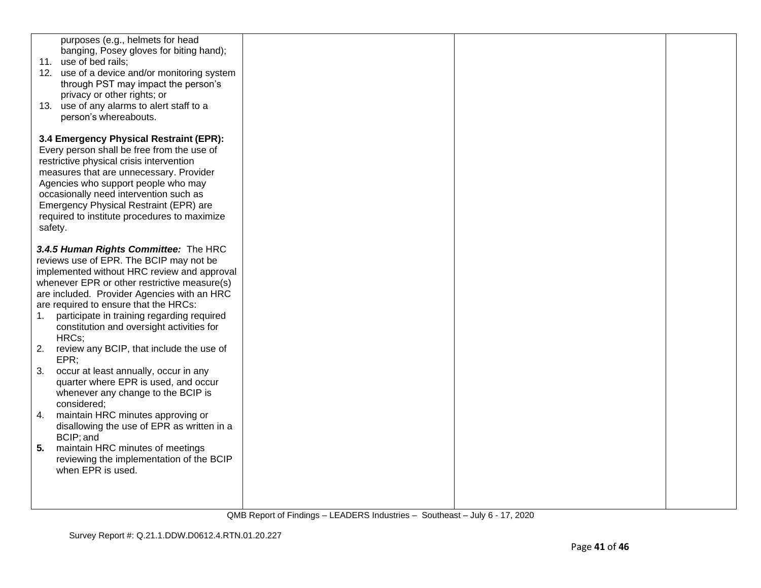| | | | |
|---|---|---|---|
| purposes (e.g., helmets for head banging, Posey gloves for biting hand);<br>11. use of bed rails;<br>12. use of a device and/or monitoring system through PST may impact the person's privacy or other rights; or<br>13. use of any alarms to alert staff to a person's whereabouts.<br><br>**3.4 Emergency Physical Restraint (EPR):** Every person shall be free from the use of restrictive physical crisis intervention measures that are unnecessary. Provider Agencies who support people who may occasionally need intervention such as Emergency Physical Restraint (EPR) are required to institute procedures to maximize safety.<br><br>***3.4.5 Human Rights Committee:*** The HRC reviews use of EPR. The BCIP may not be implemented without HRC review and approval whenever EPR or other restrictive measure(s) are included. Provider Agencies with an HRC are required to ensure that the HRCs:<br>1. participate in training regarding required constitution and oversight activities for HRCs;<br>2. review any BCIP, that include the use of EPR;<br>3. occur at least annually, occur in any quarter where EPR is used, and occur whenever any change to the BCIP is considered;<br>4. maintain HRC minutes approving or disallowing the use of EPR as written in a BCIP; and<br>**5.** maintain HRC minutes of meetings reviewing the implementation of the BCIP when EPR is used. | | | |

QMB Report of Findings – LEADERS Industries – Southeast – July 6 - 17, 2020

Survey Report #: Q.21.1.DDW.D0612.4.RTN.01.20.227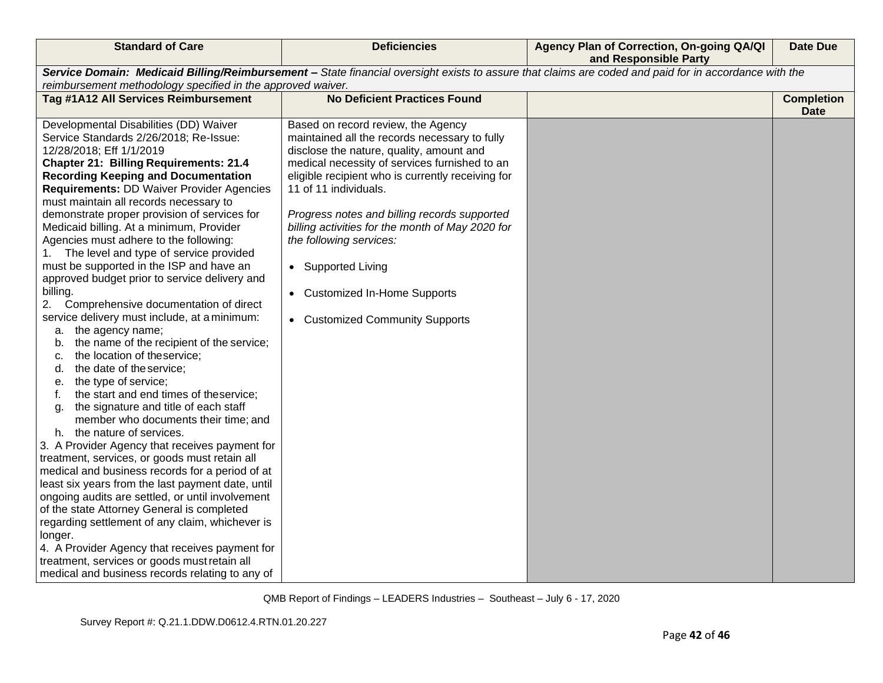| Standard of Care | Deficiencies | Agency Plan of Correction, On-going QA/QI and Responsible Party | Date Due |
|---|---|---|---|
| ***Service Domain: Medicaid Billing/Reimbursement –** State financial oversight exists to assure that claims are coded and paid for in accordance with the reimbursement methodology specified in the approved waiver.* | | | |
| **Tag #1A12 All Services Reimbursement** | **No Deficient Practices Found** | | **Completion Date** |
| Developmental Disabilities (DD) Waiver Service Standards 2/26/2018; Re-Issue: 12/28/2018; Eff 1/1/2019<br>**Chapter 21: Billing Requirements: 21.4 Recording Keeping and Documentation Requirements:** DD Waiver Provider Agencies must maintain all records necessary to demonstrate proper provision of services for Medicaid billing. At a minimum, Provider Agencies must adhere to the following:<br>1. The level and type of service provided must be supported in the ISP and have an approved budget prior to service delivery and billing.<br>2. Comprehensive documentation of direct service delivery must include, at a minimum:<br>a. the agency name;<br>b. the name of the recipient of the service;<br>c. the location of the service;<br>d. the date of the service;<br>e. the type of service;<br>f. the start and end times of the service;<br>g. the signature and title of each staff member who documents their time; and<br>h. the nature of services.<br>3. A Provider Agency that receives payment for treatment, services, or goods must retain all medical and business records for a period of at least six years from the last payment date, until ongoing audits are settled, or until involvement of the state Attorney General is completed regarding settlement of any claim, whichever is longer.<br>4. A Provider Agency that receives payment for treatment, services or goods must retain all medical and business records relating to any of | Based on record review, the Agency maintained all the records necessary to fully disclose the nature, quality, amount and medical necessity of services furnished to an eligible recipient who is currently receiving for 11 of 11 individuals.<br><br>*Progress notes and billing records supported billing activities for the month of May 2020 for the following services:*<br><br>• Supported Living<br><br>• Customized In-Home Supports<br><br>• Customized Community Supports | | |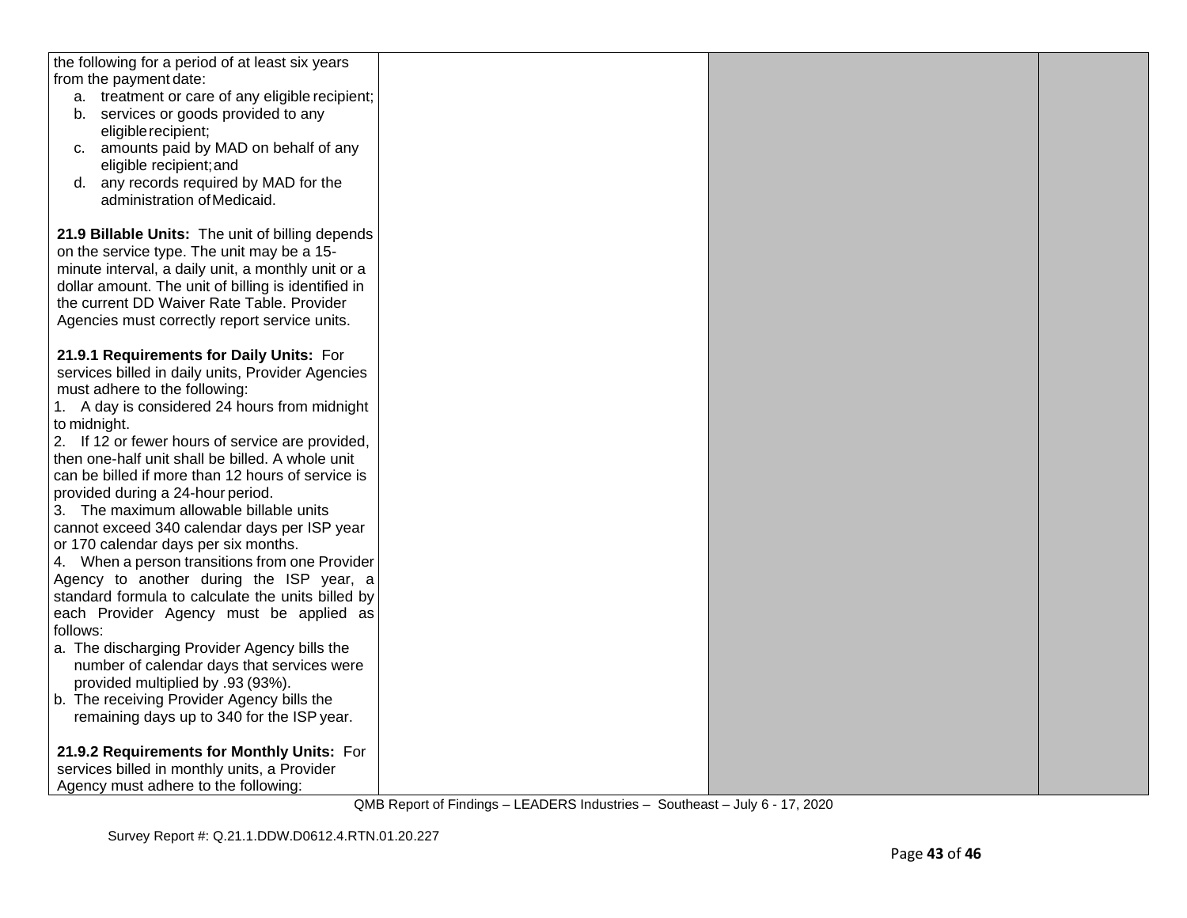| | | | |
|---|---|---|---|
| the following for a period of at least six years from the payment date:<br>a. treatment or care of any eligible recipient;<br>b. services or goods provided to any eligible recipient;<br>c. amounts paid by MAD on behalf of any eligible recipient; and<br>d. any records required by MAD for the administration of Medicaid.<br><br>**21.9 Billable Units:** The unit of billing depends on the service type. The unit may be a 15-minute interval, a daily unit, a monthly unit or a dollar amount. The unit of billing is identified in the current DD Waiver Rate Table. Provider Agencies must correctly report service units.<br><br>**21.9.1 Requirements for Daily Units:** For services billed in daily units, Provider Agencies must adhere to the following:<br>1. A day is considered 24 hours from midnight to midnight.<br>2. If 12 or fewer hours of service are provided, then one-half unit shall be billed. A whole unit can be billed if more than 12 hours of service is provided during a 24-hour period.<br>3. The maximum allowable billable units cannot exceed 340 calendar days per ISP year or 170 calendar days per six months.<br>4. When a person transitions from one Provider Agency to another during the ISP year, a standard formula to calculate the units billed by each Provider Agency must be applied as follows:<br>a. The discharging Provider Agency bills the number of calendar days that services were provided multiplied by .93 (93%).<br>b. The receiving Provider Agency bills the remaining days up to 340 for the ISP year.<br><br>**21.9.2 Requirements for Monthly Units:** For services billed in monthly units, a Provider Agency must adhere to the following: | | | |

QMB Report of Findings – LEADERS Industries – Southeast – July 6 - 17, 2020

Survey Report #: Q.21.1.DDW.D0612.4.RTN.01.20.227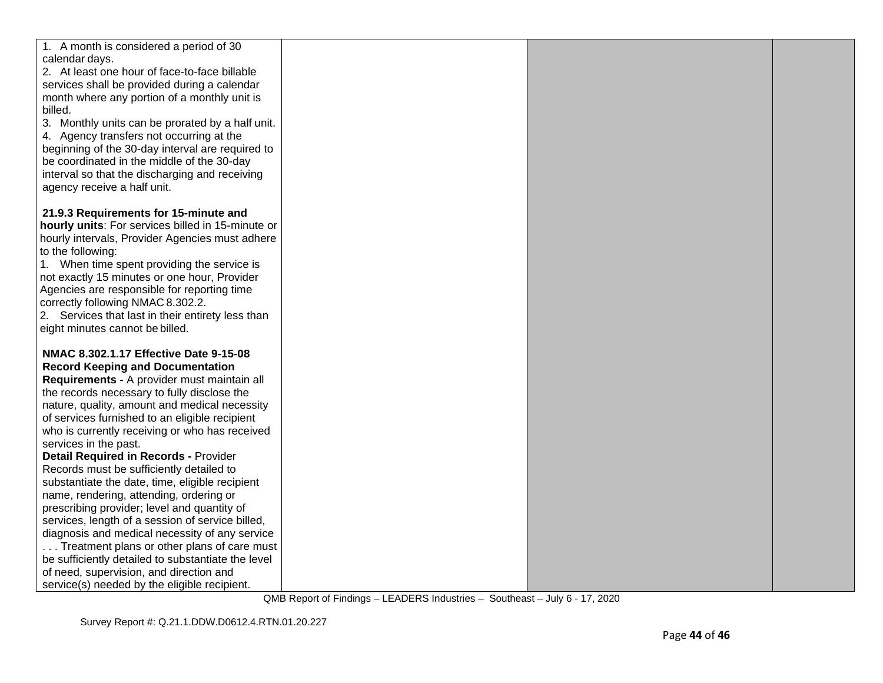| | | | |
|---|---|---|---|
| 1. A month is considered a period of 30 calendar days.<br>2. At least one hour of face-to-face billable services shall be provided during a calendar month where any portion of a monthly unit is billed.<br>3. Monthly units can be prorated by a half unit.<br>4. Agency transfers not occurring at the beginning of the 30-day interval are required to be coordinated in the middle of the 30-day interval so that the discharging and receiving agency receive a half unit.<br><br>**21.9.3 Requirements for 15-minute and hourly units**: For services billed in 15-minute or hourly intervals, Provider Agencies must adhere to the following:<br>1. When time spent providing the service is not exactly 15 minutes or one hour, Provider Agencies are responsible for reporting time correctly following NMAC 8.302.2.<br>2. Services that last in their entirety less than eight minutes cannot be billed.<br><br>**NMAC 8.302.1.17 Effective Date 9-15-08 Record Keeping and Documentation Requirements -** A provider must maintain all the records necessary to fully disclose the nature, quality, amount and medical necessity of services furnished to an eligible recipient who is currently receiving or who has received services in the past.<br>**Detail Required in Records -** Provider Records must be sufficiently detailed to substantiate the date, time, eligible recipient name, rendering, attending, ordering or prescribing provider; level and quantity of services, length of a session of service billed, diagnosis and medical necessity of any service . . . Treatment plans or other plans of care must be sufficiently detailed to substantiate the level of need, supervision, and direction and service(s) needed by the eligible recipient. | | | |

QMB Report of Findings – LEADERS Industries – Southeast – July 6 - 17, 2020

Survey Report #: Q.21.1.DDW.D0612.4.RTN.01.20.227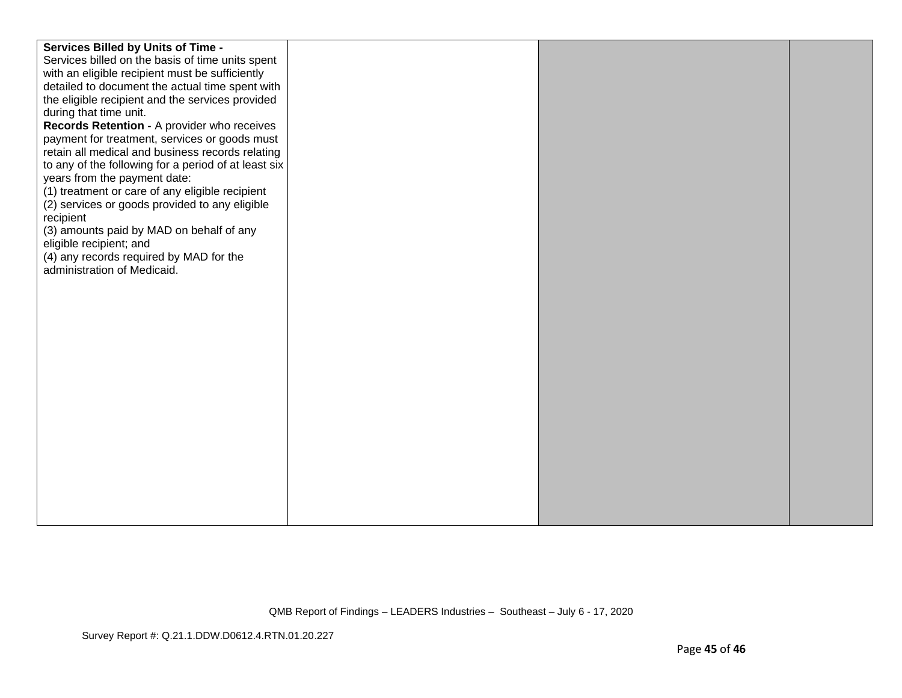| | | | |
|---|---|---|---|
| **Services Billed by Units of Time -** Services billed on the basis of time units spent with an eligible recipient must be sufficiently detailed to document the actual time spent with the eligible recipient and the services provided during that time unit.<br>**Records Retention -** A provider who receives payment for treatment, services or goods must retain all medical and business records relating to any of the following for a period of at least six years from the payment date:<br>(1) treatment or care of any eligible recipient<br>(2) services or goods provided to any eligible recipient<br>(3) amounts paid by MAD on behalf of any eligible recipient; and<br>(4) any records required by MAD for the administration of Medicaid. | | | |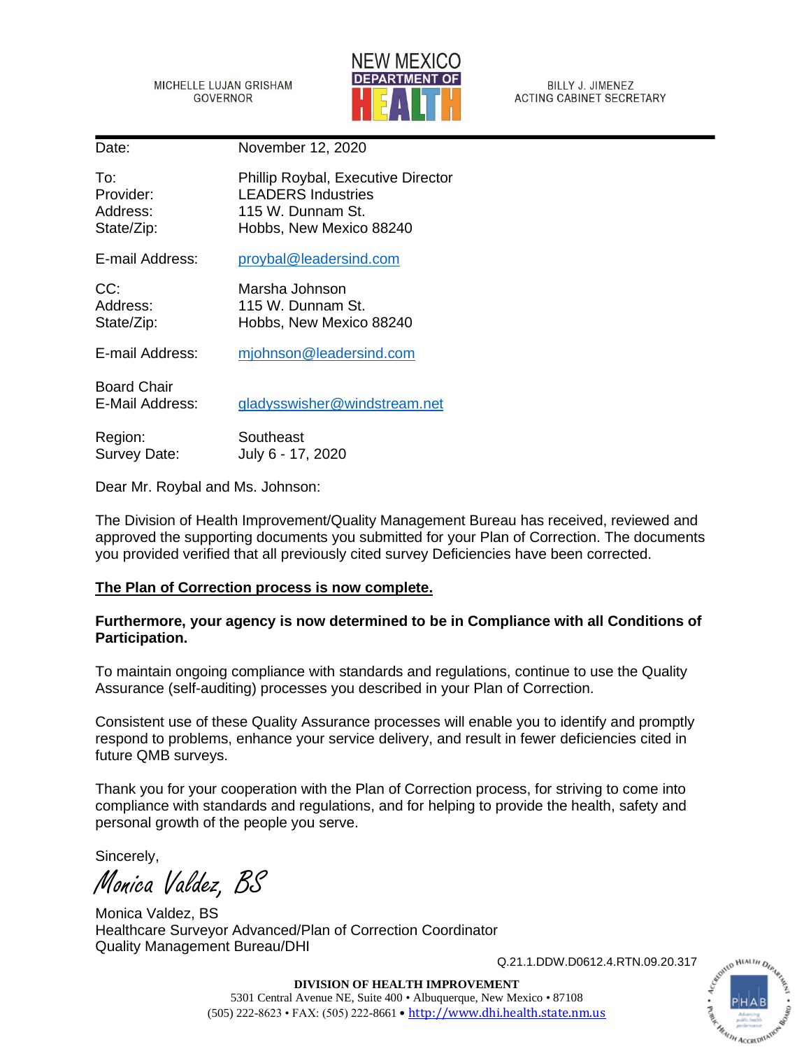MICHELLE LUJAN GRISHAM
GOVERNOR

NEW MEXICO
DEPARTMENT OF
HEALTH

BILLY J. JIMENEZ
ACTING CABINET SECRETARY

| | |
|---|---|
| Date: | November 12, 2020 |
| To: | Phillip Roybal, Executive Director |
| Provider: | LEADERS Industries |
| Address: | 115 W. Dunnam St. |
| State/Zip: | Hobbs, New Mexico 88240 |
| E-mail Address: | proybal@leadersind.com |
| CC: | Marsha Johnson |
| Address: | 115 W. Dunnam St. |
| State/Zip: | Hobbs, New Mexico 88240 |
| E-mail Address: | mjohnson@leadersind.com |
| Board Chair E-Mail Address: | gladysswisher@windstream.net |
| Region: | Southeast |
| Survey Date: | July 6 - 17, 2020 |

Dear Mr. Roybal and Ms. Johnson:

The Division of Health Improvement/Quality Management Bureau has received, reviewed and approved the supporting documents you submitted for your Plan of Correction. The documents you provided verified that all previously cited survey Deficiencies have been corrected.

**The Plan of Correction process is now complete.**

**Furthermore, your agency is now determined to be in Compliance with all Conditions of Participation.**

To maintain ongoing compliance with standards and regulations, continue to use the Quality Assurance (self-auditing) processes you described in your Plan of Correction.

Consistent use of these Quality Assurance processes will enable you to identify and promptly respond to problems, enhance your service delivery, and result in fewer deficiencies cited in future QMB surveys.

Thank you for your cooperation with the Plan of Correction process, for striving to come into compliance with standards and regulations, and for helping to provide the health, safety and personal growth of the people you serve.

Sincerely,

*Monica Valdez, BS*

Monica Valdez, BS
Healthcare Surveyor Advanced/Plan of Correction Coordinator
Quality Management Bureau/DHI

Q.21.1.DDW.D0612.4.RTN.09.20.317

**DIVISION OF HEALTH IMPROVEMENT**
5301 Central Avenue NE, Suite 400 • Albuquerque, New Mexico • 87108
(505) 222-8623 • FAX: (505) 222-8661 • http://www.dhi.health.state.nm.us